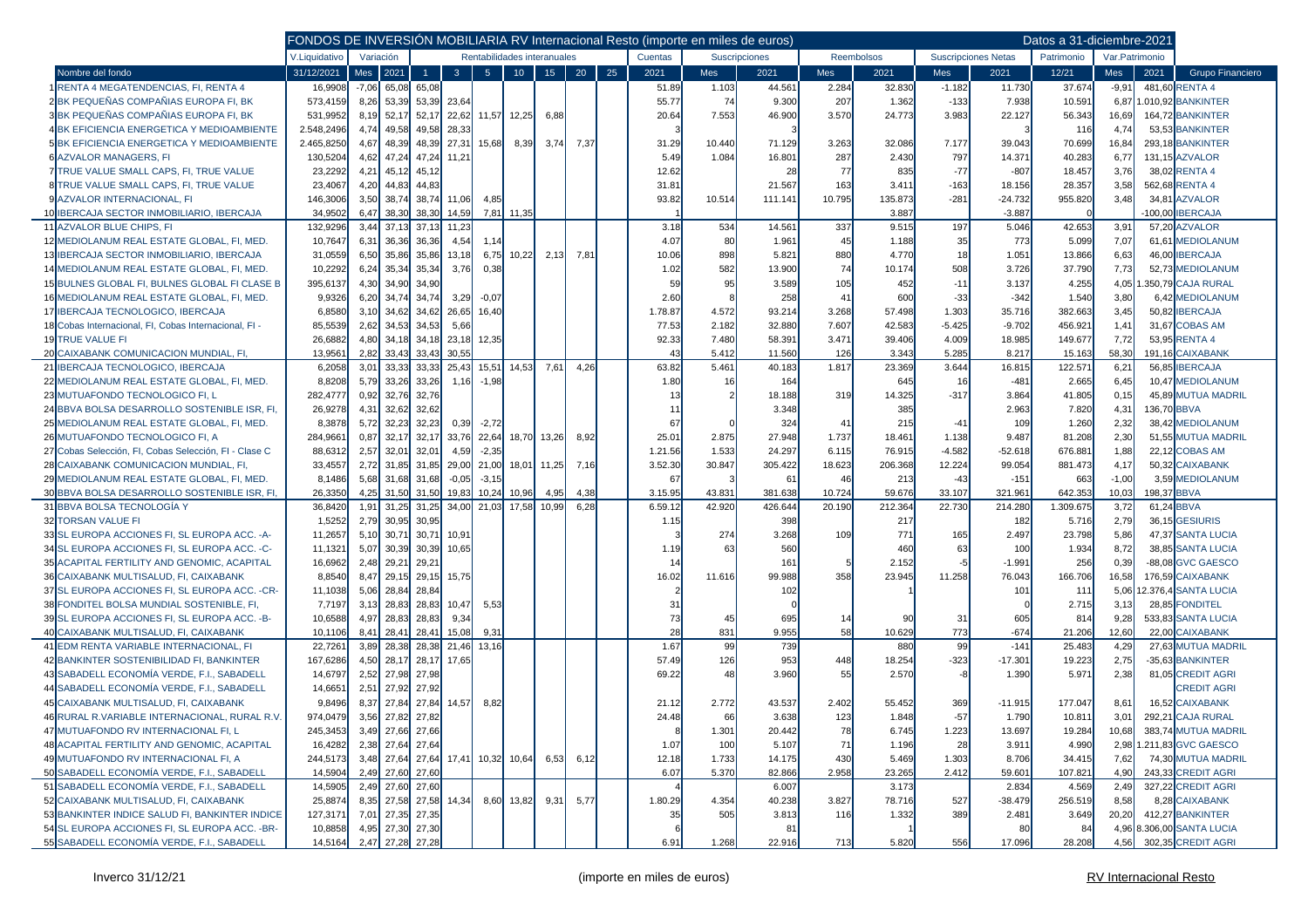# FONDOS DE INVERSIÓN MOBILIARIA RV Internacional Resto (importe en miles de euros)

Datos a 31-diciembre-2021

| | Nombre del fondo | V.Liquidativo | Variación | | Rentabilidades interanuales | | | | | | | Cuentas | Suscripciones | | Reembolsos | | Suscripciones Netas | | Patrimonio | Var.Patrimonio | | Grupo Financiero |
|---|---|---|---|---|---|---|---|---|---|---|---|---|---|---|---|---|---|---|---|---|---|---|
| | | 31/12/2021 | Mes | 2021 | 1 | 3 | 5 | 10 | 15 | 20 | 25 | 2021 | Mes | 2021 | Mes | 2021 | Mes | 2021 | 12/21 | Mes | 2021 | |
| 1 | RENTA 4 MEGATENDENCIAS, FI, RENTA 4 | 16,9908 | -7,06 | 65,08 | 65,08 | | | | | | | 51.89 | 1.103 | 44.561 | 2.284 | 32.830 | -1.182 | 11.730 | 37.674 | -9,91 | 481,60 | RENTA 4 |
| 2 | BK PEQUEÑAS COMPAÑIAS EUROPA FI, BK | 573,4159 | 8,26 | 53,39 | 53,39 | 23,64 | | | | | | 55.77 | 74 | 9.300 | 207 | 1.362 | -133 | 7.938 | 10.591 | 6,87 | 1.010,92 | BANKINTER |
| 3 | BK PEQUEÑAS COMPAÑIAS EUROPA FI, BK | 531,9952 | 8,19 | 52,17 | 52,17 | 22,62 | 11,57 | 12,25 | 6,88 | | | 20.64 | 7.553 | 46.900 | 3.570 | 24.773 | 3.983 | 22.127 | 56.343 | 16,69 | 164,72 | BANKINTER |
| 4 | BK EFICIENCIA ENERGETICA Y MEDIOAMBIENTE | 2.548,2496 | 4,74 | 49,58 | 49,58 | 28,33 | | | | | | 3 | | 3 | | | | 3 | 116 | 4,74 | 53,53 | BANKINTER |
| 5 | BK EFICIENCIA ENERGETICA Y MEDIOAMBIENTE | 2.465,8250 | 4,67 | 48,39 | 48,39 | 27,31 | 15,68 | 8,39 | 3,74 | 7,37 | | 31.29 | 10.440 | 71.129 | 3.263 | 32.086 | 7.177 | 39.043 | 70.699 | 16,84 | 293,18 | BANKINTER |
| 6 | AZVALOR MANAGERS, FI | 130,5204 | 4,62 | 47,24 | 47,24 | 11,21 | | | | | | 5.49 | 1.084 | 16.801 | 287 | 2.430 | 797 | 14.371 | 40.283 | 6,77 | 131,15 | AZVALOR |
| 7 | TRUE VALUE SMALL CAPS, FI, TRUE VALUE | 23,2292 | 4,21 | 45,12 | 45,12 | | | | | | | 12.62 | | 28 | 77 | 835 | -77 | -807 | 18.457 | 3,76 | 38,02 | RENTA 4 |
| 8 | TRUE VALUE SMALL CAPS, FI, TRUE VALUE | 23,4067 | 4,20 | 44,83 | 44,83 | | | | | | | 31.81 | | 21.567 | 163 | 3.411 | -163 | 18.156 | 28.357 | 3,58 | 562,68 | RENTA 4 |
| 9 | AZVALOR INTERNACIONAL, FI | 146,3006 | 3,50 | 38,74 | 38,74 | 11,06 | 4,85 | | | | | 93.82 | 10.514 | 111.141 | 10.795 | 135.873 | -281 | -24.732 | 955.820 | 3,48 | 34,81 | AZVALOR |
| 10 | IBERCAJA SECTOR INMOBILIARIO, IBERCAJA | 34,9502 | 6,47 | 38,30 | 38,30 | 14,59 | | 7,81 | 11,35 | | | 1 | | | | 3.887 | | -3.887 | 0 | | -100,00 | IBERCAJA |
| 11 | AZVALOR BLUE CHIPS, FI | 132,9296 | 3,44 | 37,13 | 37,13 | 11,23 | | | | | | 3.18 | 534 | 14.561 | 337 | 9.515 | 197 | 5.046 | 42.653 | 3,91 | 57,20 | AZVALOR |
| 12 | MEDIOLANUM REAL ESTATE GLOBAL, FI, MED. | 10,7647 | 6,31 | 36,36 | 36,36 | 4,54 | 1,14 | | | | | 4.07 | 80 | 1.961 | 45 | 1.188 | 35 | 773 | 5.099 | 7,07 | 61,61 | MEDIOLANUM |
| 13 | IBERCAJA SECTOR INMOBILIARIO, IBERCAJA | 31,0559 | 6,50 | 35,86 | 35,86 | 13,18 | 6,75 | 10,22 | 2,13 | 7,81 | | 10.06 | 898 | 5.821 | 880 | 4.770 | 18 | 1.051 | 13.866 | 6,63 | 46,00 | IBERCAJA |
| 14 | MEDIOLANUM REAL ESTATE GLOBAL, FI, MED. | 10,2292 | 6,24 | 35,34 | 35,34 | 3,76 | 0,38 | | | | | 1.02 | 582 | 13.900 | 74 | 10.174 | 508 | 3.726 | 37.790 | 7,73 | 52,73 | MEDIOLANUM |
| 15 | BULNES GLOBAL FI, BULNES GLOBAL FI CLASE B | 395,6137 | 4,30 | 34,90 | 34,90 | | | | | | | 59 | 95 | 3.589 | 105 | 452 | -11 | 3.137 | 4.255 | 4,05 | 1.350,79 | CAJA RURAL |
| 16 | MEDIOLANUM REAL ESTATE GLOBAL, FI, MED. | 9,9326 | 6,20 | 34,74 | 34,74 | 3,29 | -0,07 | | | | | 2.60 | 8 | 258 | 41 | 600 | -33 | -342 | 1.540 | 3,80 | 6,42 | MEDIOLANUM |
| 17 | IBERCAJA TECNOLOGICO, IBERCAJA | 6,8580 | 3,10 | 34,62 | 34,62 | 26,65 | 16,40 | | | | | 1.78.87 | 4.572 | 93.214 | 3.268 | 57.498 | 1.303 | 35.716 | 382.663 | 3,45 | 50,82 | IBERCAJA |
| 18 | Cobas Internacional, FI, Cobas Internacional, FI - | 85,5539 | 2,62 | 34,53 | 34,53 | 5,66 | | | | | | 77.53 | 2.182 | 32.880 | 7.607 | 42.583 | -5.425 | -9.702 | 456.921 | 1,41 | 31,67 | COBAS AM |
| 19 | TRUE VALUE FI | 26,6882 | 4,80 | 34,18 | 34,18 | 23,18 | 12,35 | | | | | 92.33 | 7.480 | 58.391 | 3.471 | 39.406 | 4.009 | 18.985 | 149.677 | 7,72 | 53,95 | RENTA 4 |
| 20 | CAIXABANK COMUNICACION MUNDIAL, FI, | 13,9561 | 2,82 | 33,43 | 33,43 | 30,55 | | | | | | 43 | 5.412 | 11.560 | 126 | 3.343 | 5.285 | 8.217 | 15.163 | 58,30 | 191,16 | CAIXABANK |
| 21 | IBERCAJA TECNOLOGICO, IBERCAJA | 6,2058 | 3,01 | 33,33 | 33,33 | 25,43 | 15,51 | 14,53 | 7,61 | 4,26 | | 63.82 | 5.461 | 40.183 | 1.817 | 23.369 | 3.644 | 16.815 | 122.571 | 6,21 | 56,85 | IBERCAJA |
| 22 | MEDIOLANUM REAL ESTATE GLOBAL, FI, MED. | 8,8208 | 5,79 | 33,26 | 33,26 | 1,16 | -1,98 | | | | | 1.80 | 16 | 164 | | 645 | 16 | -481 | 2.665 | 6,45 | 10,47 | MEDIOLANUM |
| 23 | MUTUAFONDO TECNOLOGICO FI, L | 282,4777 | 0,92 | 32,76 | 32,76 | | | | | | | 13 | 2 | 18.188 | 319 | 14.325 | -317 | 3.864 | 41.805 | 0,15 | 45,89 | MUTUA MADRIL |
| 24 | BBVA BOLSA DESARROLLO SOSTENIBLE ISR, FI, | 26,9278 | 4,31 | 32,62 | 32,62 | | | | | | | 11 | | 3.348 | | 385 | | 2.963 | 7.820 | 4,31 | 136,70 | BBVA |
| 25 | MEDIOLANUM REAL ESTATE GLOBAL, FI, MED. | 8,3878 | 5,72 | 32,23 | 32,23 | 0,39 | -2,72 | | | | | 67 | 0 | 324 | 41 | 215 | -41 | 109 | 1.260 | 2,32 | 38,42 | MEDIOLANUM |
| 26 | MUTUAFONDO TECNOLOGICO FI, A | 284,9661 | 0,87 | 32,17 | 32,17 | 33,76 | 22,64 | 18,70 | 13,26 | 8,92 | | 25.01 | 2.875 | 27.948 | 1.737 | 18.461 | 1.138 | 9.487 | 81.208 | 2,30 | 51,55 | MUTUA MADRIL |
| 27 | Cobas Selección, FI, Cobas Selección, FI - Clase C | 88,6312 | 2,57 | 32,01 | 32,01 | 4,59 | -2,35 | | | | | 1.21.56 | 1.533 | 24.297 | 6.115 | 76.915 | -4.582 | -52.618 | 676.881 | 1,88 | 22,12 | COBAS AM |
| 28 | CAIXABANK COMUNICACION MUNDIAL, FI, | 33,4557 | 2,72 | 31,85 | 31,85 | 29,00 | 21,00 | 18,01 | 11,25 | 7,16 | | 3.52.30 | 30.847 | 305.422 | 18.623 | 206.368 | 12.224 | 99.054 | 881.473 | 4,17 | 50,32 | CAIXABANK |
| 29 | MEDIOLANUM REAL ESTATE GLOBAL, FI, MED. | 8,1486 | 5,68 | 31,68 | 31,68 | -0,05 | -3,15 | | | | | 67 | 3 | 61 | 46 | 213 | -43 | -151 | 663 | -1,00 | 3,59 | MEDIOLANUM |
| 30 | BBVA BOLSA DESARROLLO SOSTENIBLE ISR, FI, | 26,3350 | 4,25 | 31,50 | 31,50 | 19,83 | 10,24 | 10,96 | 4,95 | 4,38 | | 3.15.95 | 43.831 | 381.638 | 10.724 | 59.676 | 33.107 | 321.961 | 642.353 | 10,03 | 198,37 | BBVA |
| 31 | BBVA BOLSA TECNOLOGÍA Y | 36,8420 | 1,91 | 31,25 | 31,25 | 34,00 | 21,03 | 17,58 | 10,99 | 6,28 | | 6.59.12 | 42.920 | 426.644 | 20.190 | 212.364 | 22.730 | 214.280 | 1.309.675 | 3,72 | 61,24 | BBVA |
| 32 | TORSAN VALUE FI | 1,5252 | 2,79 | 30,95 | 30,95 | | | | | | | 1.15 | | 398 | | 217 | | 182 | 5.716 | 2,79 | 36,15 | GESIURIS |
| 33 | SL EUROPA ACCIONES FI, SL EUROPA ACC. -A- | 11,2657 | 5,10 | 30,71 | 30,71 | 10,91 | | | | | | 3 | 274 | 3.268 | 109 | 771 | 165 | 2.497 | 23.798 | 5,86 | 47,37 | SANTA LUCIA |
| 34 | SL EUROPA ACCIONES FI, SL EUROPA ACC. -C- | 11,1321 | 5,07 | 30,39 | 30,39 | 10,65 | | | | | | 1.19 | 63 | 560 | | 460 | 63 | 100 | 1.934 | 8,72 | 38,85 | SANTA LUCIA |
| 35 | ACAPITAL FERTILITY AND GENOMIC, ACAPITAL | 16,6962 | 2,48 | 29,21 | 29,21 | | | | | | | 14 | | 161 | 5 | 2.152 | -5 | -1.991 | 256 | 0,39 | -88,08 | GVC GAESCO |
| 36 | CAIXABANK MULTISALUD, FI, CAIXABANK | 8,8540 | 8,47 | 29,15 | 29,15 | 15,75 | | | | | | 16.02 | 11.616 | 99.988 | 358 | 23.945 | 11.258 | 76.043 | 166.706 | 16,58 | 176,59 | CAIXABANK |
| 37 | SL EUROPA ACCIONES FI, SL EUROPA ACC. -CR- | 11,1038 | 5,06 | 28,84 | 28,84 | | | | | | | 2 | | 102 | | 1 | | 101 | 111 | 5,06 | 12.376,4 | SANTA LUCIA |
| 38 | FONDITEL BOLSA MUNDIAL SOSTENIBLE, FI, | 7,7197 | 3,13 | 28,83 | 28,83 | 10,47 | 5,53 | | | | | 31 | | 0 | | | | 0 | 2.715 | 3,13 | 28,85 | FONDITEL |
| 39 | SL EUROPA ACCIONES FI, SL EUROPA ACC. -B- | 10,6588 | 4,97 | 28,83 | 28,83 | 9,34 | | | | | | 73 | 45 | 695 | 14 | 90 | 31 | 605 | 814 | 9,28 | 533,83 | SANTA LUCIA |
| 40 | CAIXABANK MULTISALUD, FI, CAIXABANK | 10,1106 | 8,41 | 28,41 | 28,41 | 15,08 | 9,31 | | | | | 28 | 831 | 9.955 | 58 | 10.629 | 773 | -674 | 21.206 | 12,60 | 22,00 | CAIXABANK |
| 41 | EDM RENTA VARIABLE INTERNACIONAL, FI | 22,7261 | 3,89 | 28,38 | 28,38 | 21,46 | 13,16 | | | | | 1.67 | 99 | 739 | | 880 | 99 | -141 | 25.483 | 4,29 | 27,63 | MUTUA MADRIL |
| 42 | BANKINTER SOSTENIBILIDAD FI, BANKINTER | 167,6286 | 4,50 | 28,17 | 28,17 | 17,65 | | | | | | 57.49 | 126 | 953 | 448 | 18.254 | -323 | -17.301 | 19.223 | 2,75 | -35,63 | BANKINTER |
| 43 | SABADELL ECONOMÍA VERDE, F.I., SABADELL | 14,6797 | 2,52 | 27,98 | 27,98 | | | | | | | 69.22 | 48 | 3.960 | 55 | 2.570 | -8 | 1.390 | 5.971 | 2,38 | 81,05 | CREDIT AGRI |
| 44 | SABADELL ECONOMÍA VERDE, F.I., SABADELL | 14,6651 | 2,51 | 27,92 | 27,92 | | | | | | | | | | | | | | | | | CREDIT AGRI |
| 45 | CAIXABANK MULTISALUD, FI, CAIXABANK | 9,8496 | 8,37 | 27,84 | 27,84 | 14,57 | 8,82 | | | | | 21.12 | 2.772 | 43.537 | 2.402 | 55.452 | 369 | -11.915 | 177.047 | 8,61 | 16,52 | CAIXABANK |
| 46 | RURAL R.VARIABLE INTERNACIONAL, RURAL R.V. | 974,0479 | 3,56 | 27,82 | 27,82 | | | | | | | 24.48 | 66 | 3.638 | 123 | 1.848 | -57 | 1.790 | 10.811 | 3,01 | 292,21 | CAJA RURAL |
| 47 | MUTUAFONDO RV INTERNACIONAL FI, L | 245,3453 | 3,49 | 27,66 | 27,66 | | | | | | | 8 | 1.301 | 20.442 | 78 | 6.745 | 1.223 | 13.697 | 19.284 | 10,68 | 383,74 | MUTUA MADRIL |
| 48 | ACAPITAL FERTILITY AND GENOMIC, ACAPITAL | 16,4282 | 2,38 | 27,64 | 27,64 | | | | | | | 1.07 | 100 | 5.107 | 71 | 1.196 | 28 | 3.911 | 4.990 | 2,98 | 1.211,83 | GVC GAESCO |
| 49 | MUTUAFONDO RV INTERNACIONAL FI, A | 244,5173 | 3,48 | 27,64 | 27,64 | 17,41 | 10,32 | 10,64 | 6,53 | 6,12 | | 12.18 | 1.733 | 14.175 | 430 | 5.469 | 1.303 | 8.706 | 34.415 | 7,62 | 74,30 | MUTUA MADRIL |
| 50 | SABADELL ECONOMÍA VERDE, F.I., SABADELL | 15,5904 | 2,49 | 27,60 | 27,60 | | | | | | | 6.07 | 5.370 | 82.866 | 2.958 | 23.265 | 2.412 | 59.601 | 107.821 | 4,90 | 243,33 | CREDIT AGRI |
| 51 | SABADELL ECONOMÍA VERDE, F.I., SABADELL | 14,5905 | 2,49 | 27,60 | 27,60 | | | | | | | 4 | | 6.007 | | 3.173 | | 2.834 | 4.569 | 2,49 | 327,22 | CREDIT AGRI |
| 52 | CAIXABANK MULTISALUD, FI, CAIXABANK | 25,8874 | 8,35 | 27,58 | 27,58 | 14,34 | 8,60 | 13,82 | 9,31 | 5,77 | | 1.80.29 | 4.354 | 40.238 | 3.827 | 78.716 | 527 | -38.479 | 256.519 | 8,58 | 8,28 | CAIXABANK |
| 53 | BANKINTER INDICE SALUD FI, BANKINTER INDICE | 127,3171 | 7,01 | 27,35 | 27,35 | | | | | | | 35 | 505 | 3.813 | 116 | 1.332 | 389 | 2.481 | 3.649 | 20,20 | 412,27 | BANKINTER |
| 54 | SL EUROPA ACCIONES FI, SL EUROPA ACC. -BR- | 10,8858 | 4,95 | 27,30 | 27,30 | | | | | | | 6 | | 81 | | 1 | | 80 | 84 | 4,96 | 8.306,00 | SANTA LUCIA |
| 55 | SABADELL ECONOMÍA VERDE, F.I., SABADELL | 14,5164 | 2,47 | 27,28 | 27,28 | | | | | | | 6.91 | 1.268 | 22.916 | 713 | 5.820 | 556 | 17.096 | 28.208 | 4,56 | 302,35 | CREDIT AGRI |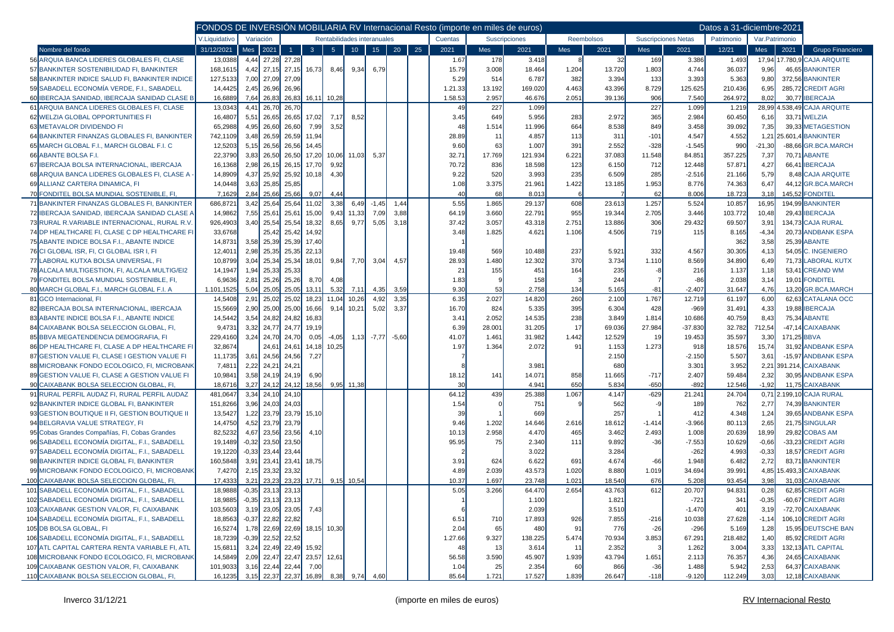# FONDOS DE INVERSIÓN MOBILIARIA RV Internacional Resto (importe en miles de euros)

Datos a 31-diciembre-2021

| | | V.Liquidativo | Variación | | Rentabilidades interanuales | | | | | | | Cuentas | Suscripciones | | Reembolsos | | Suscripciones Netas | | Patrimonio | Var.Patrimonio | | |
|---|---|---|---|---|---|---|---|---|---|---|---|---|---|---|---|---|---|---|---|---|---|---|
| | Nombre del fondo | 31/12/2021 | Mes | 2021 | 1 | 3 | 5 | 10 | 15 | 20 | 25 | 2021 | Mes | 2021 | Mes | 2021 | Mes | 2021 | 12/21 | Mes | 2021 | Grupo Financiero |
| 56 | ARQUIA BANCA LIDERES GLOBALES FI, CLASE | 13,0388 | 4,44 | 27,28 | 27,28 | | | | | | | 1.67 | 178 | 3.418 | 8 | 32 | 169 | 3.386 | 1.493 | 17,94 | 17.780,9 | CAJA ARQUITE |
| 57 | BANKINTER SOSTENIBILIDAD FI, BANKINTER | 168,1615 | 4,42 | 27,15 | 27,15 | 16,73 | 8,46 | 9,34 | 6,79 | | | 15.79 | 3.008 | 18.464 | 1.204 | 13.720 | 1.803 | 4.744 | 36.037 | 9,96 | 46,65 | BANKINTER |
| 58 | BANKINTER INDICE SALUD FI, BANKINTER INDICE | 127,5133 | 7,00 | 27,09 | 27,09 | | | | | | | 5.29 | 514 | 6.787 | 382 | 3.394 | 133 | 3.393 | 5.363 | 9,80 | 372,56 | BANKINTER |
| 59 | SABADELL ECONOMÍA VERDE, F.I., SABADELL | 14,4425 | 2,45 | 26,96 | 26,96 | | | | | | | 1.21.33 | 13.192 | 169.020 | 4.463 | 43.396 | 8.729 | 125.625 | 210.436 | 6,95 | 285,72 | CREDIT AGRI |
| 60 | IBERCAJA SANIDAD, IBERCAJA SANIDAD CLASE B | 16,6889 | 7,64 | 26,83 | 26,83 | 16,11 | 10,28 | | | | | 1.58.53 | 2.957 | 46.676 | 2.051 | 39.136 | 906 | 7.540 | 264.972 | 8,02 | 30,77 | IBERCAJA |
| 61 | ARQUIA BANCA LIDERES GLOBALES FI, CLASE | 13,0343 | 4,41 | 26,70 | 26,70 | | | | | | | 49 | 227 | 1.099 | | | 227 | 1.099 | 1.219 | 28,99 | 4.538,49 | CAJA ARQUITE |
| 62 | WELZIA GLOBAL OPPORTUNITIES FI | 16,4807 | 5,51 | 26,65 | 26,65 | 17,02 | 7,17 | 8,52 | | | | 3.45 | 649 | 5.956 | 283 | 2.972 | 365 | 2.984 | 60.450 | 6,16 | 33,71 | WELZIA |
| 63 | METAVALOR DIVIDENDO FI | 65,2988 | 4,95 | 26,60 | 26,60 | 7,99 | 3,52 | | | | | 48 | 1.514 | 11.996 | 664 | 8.538 | 849 | 3.458 | 39.092 | 7,35 | 39,33 | METAGESTION |
| 64 | BANKINTER FINANZAS GLOBALES FI, BANKINTER | 742,1109 | 3,48 | 26,59 | 26,59 | 11,94 | | | | | | 28.89 | 11 | 4.857 | 113 | 311 | -101 | 4.547 | 4.552 | 1,21 | 25.601,4 | BANKINTER |
| 65 | MARCH GLOBAL F.I., MARCH GLOBAL F.I. C | 12,5203 | 5,15 | 26,56 | 26,56 | 14,45 | | | | | | 9.60 | 63 | 1.007 | 391 | 2.552 | -328 | -1.545 | 990 | -21,30 | -88,66 | GR.BCA.MARCH |
| 66 | ABANTE BOLSA F.I. | 22,3790 | 3,83 | 26,50 | 26,50 | 17,20 | 10,06 | 11,03 | 5,37 | | | 32.71 | 17.769 | 121.934 | 6.221 | 37.083 | 11.548 | 84.851 | 357.225 | 7,37 | 70,71 | ABANTE |
| 67 | IBERCAJA BOLSA INTERNACIONAL, IBERCAJA | 16,1368 | 2,98 | 26,15 | 26,15 | 17,70 | 9,92 | | | | | 70.72 | 836 | 18.598 | 123 | 6.150 | 712 | 12.448 | 57.871 | 4,27 | 66,41 | IBERCAJA |
| 68 | ARQUIA BANCA LIDERES GLOBALES FI, CLASE A - | 14,8909 | 4,37 | 25,92 | 25,92 | 10,18 | 4,30 | | | | | 9.22 | 520 | 3.993 | 235 | 6.509 | 285 | -2.516 | 21.166 | 5,79 | 8,48 | CAJA ARQUITE |
| 69 | ALLIANZ CARTERA DINAMICA, FI | 14,0448 | 3,63 | 25,85 | 25,85 | | | | | | | 1.08 | 3.375 | 21.961 | 1.422 | 13.185 | 1.953 | 8.776 | 74.363 | 6,47 | 44,12 | GR.BCA.MARCH |
| 70 | FONDITEL BOLSA MUNDIAL SOSTENIBLE, FI, | 7,1629 | 2,84 | 25,66 | 25,66 | 9,07 | 4,44 | | | | | 40 | 68 | 8.013 | 6 | 7 | 62 | 8.006 | 18.723 | 3,18 | 145,52 | FONDITEL |
| 71 | BANKINTER FINANZAS GLOBALES FI, BANKINTER | 686,8721 | 3,42 | 25,64 | 25,64 | 11,02 | 3,38 | 6,49 | -1,45 | 1,44 | | 5.55 | 1.865 | 29.137 | 608 | 23.613 | 1.257 | 5.524 | 10.857 | 16,95 | 194,99 | BANKINTER |
| 72 | IBERCAJA SANIDAD, IBERCAJA SANIDAD CLASE A | 14,9862 | 7,55 | 25,61 | 25,61 | 15,00 | 9,43 | 11,33 | 7,09 | 3,88 | | 64.19 | 3.660 | 22.791 | 955 | 19.344 | 2.705 | 3.446 | 103.772 | 10,48 | 29,43 | IBERCAJA |
| 73 | RURAL R.VARIABLE INTERNACIONAL, RURAL R.V. | 926,4903 | 3,40 | 25,54 | 25,54 | 18,32 | 8,65 | 9,77 | 5,05 | 3,18 | | 37.42 | 3.057 | 43.318 | 2.751 | 13.886 | 306 | 29.432 | 69.507 | 3,91 | 134,73 | CAJA RURAL |
| 74 | DP HEALTHCARE FI, CLASE C DP HEALTHCARE FI | 33,6768 | | 25,42 | 25,42 | 14,92 | | | | | | 3.48 | 1.825 | 4.621 | 1.106 | 4.506 | 719 | 115 | 8.165 | -4,34 | 20,73 | ANDBANK ESPA |
| 75 | ABANTE INDICE BOLSA F.I., ABANTE INDICE | 14,8731 | 3,58 | 25,39 | 25,39 | 17,40 | | | | | | 1 | | | | | | | 362 | 3,58 | 25,39 | ABANTE |
| 76 | CI GLOBAL ISR, FI, CI GLOBAL ISR I, FI | 12,4011 | 2,98 | 25,35 | 25,35 | 22,13 | | | | | | 19.48 | 569 | 10.488 | 237 | 5.921 | 332 | 4.567 | 30.305 | 4,13 | 54,05 | C. INGENIERO |
| 77 | LABORAL KUTXA BOLSA UNIVERSAL, FI | 10,8799 | 3,04 | 25,34 | 25,34 | 18,01 | 9,84 | 7,70 | 3,04 | 4,57 | | 28.93 | 1.480 | 12.302 | 370 | 3.734 | 1.110 | 8.569 | 34.890 | 6,49 | 71,73 | LABORAL KUTX |
| 78 | ALCALA MULTIGESTION, FI, ALCALA MULTIG/EI2 | 14,1947 | 1,94 | 25,33 | 25,33 | | | | | | | 21 | 155 | 451 | 164 | 235 | -8 | 216 | 1.137 | 1,18 | 53,41 | CREAND WM |
| 79 | FONDITEL BOLSA MUNDIAL SOSTENIBLE, FI, | 6,9636 | 2,81 | 25,26 | 25,26 | 8,70 | 4,08 | | | | | 1.83 | 9 | 158 | 3 | 244 | 7 | -86 | 2.038 | 3,14 | 19,01 | FONDITEL |
| 80 | MARCH GLOBAL F.I., MARCH GLOBAL F.I. A | 1.101,1525 | 5,04 | 25,05 | 25,05 | 13,11 | 5,32 | 7,11 | 4,35 | 3,59 | | 9.30 | 53 | 2.758 | 134 | 5.165 | -81 | -2.407 | 31.647 | 4,76 | 13,20 | GR.BCA.MARCH |
| 81 | GCO Internacional, FI | 14,5408 | 2,91 | 25,02 | 25,02 | 18,23 | 11,04 | 10,26 | 4,92 | 3,35 | | 6.35 | 2.027 | 14.820 | 260 | 2.100 | 1.767 | 12.719 | 61.197 | 6,00 | 62,63 | CATALANA OCC |
| 82 | IBERCAJA BOLSA INTERNACIONAL, IBERCAJA | 15,5669 | 2,90 | 25,00 | 25,00 | 16,66 | 9,14 | 10,21 | 5,02 | 3,37 | | 16.70 | 824 | 5.335 | 395 | 6.304 | 428 | -969 | 31.491 | 4,33 | 19,88 | IBERCAJA |
| 83 | ABANTE INDICE BOLSA F.I., ABANTE INDICE | 14,5442 | 3,54 | 24,82 | 24,82 | 16,83 | | | | | | 3.41 | 2.052 | 14.535 | 238 | 3.849 | 1.814 | 10.686 | 40.759 | 8,43 | 75,34 | ABANTE |
| 84 | CAIXABANK BOLSA SELECCION GLOBAL, FI, | 9,4731 | 3,32 | 24,77 | 24,77 | 19,19 | | | | | | 6.39 | 28.001 | 31.205 | 17 | 69.036 | 27.984 | -37.830 | 32.782 | 712,54 | -47,14 | CAIXABANK |
| 85 | BBVA MEGATENDENCIA DEMOGRAFIA, FI | 229,4160 | 3,24 | 24,70 | 24,70 | 0,05 | -4,05 | 1,13 | -7,77 | -5,60 | | 41.07 | 1.461 | 31.982 | 1.442 | 12.529 | 19 | 19.453 | 35.597 | 3,30 | 171,25 | BBVA |
| 86 | DP HEALTHCARE FI, CLASE A DP HEALTHCARE FI | 32,8674 | | 24,61 | 24,61 | 14,18 | 10,25 | | | | | 1.97 | 1.364 | 2.072 | 91 | 1.153 | 1.273 | 918 | 18.576 | 15,74 | 31,92 | ANDBANK ESPA |
| 87 | GESTION VALUE FI, CLASE I GESTION VALUE FI | 11,1735 | 3,61 | 24,56 | 24,56 | 7,27 | | | | | | 7 | | | | 2.150 | | -2.150 | 5.507 | 3,61 | -15,97 | ANDBANK ESPA |
| 88 | MICROBANK FONDO ECOLOGICO, FI, MICROBANK | 7,4811 | 2,22 | 24,21 | 24,21 | | | | | | | 8 | | 3.981 | | 680 | | 3.301 | 3.952 | 2,21 | 391.214, | CAIXABANK |
| 89 | GESTION VALUE FI, CLASE A GESTION VALUE FI | 10,9841 | 3,58 | 24,19 | 24,19 | 6,90 | | | | | | 18.12 | 141 | 14.071 | 858 | 11.665 | -717 | 2.407 | 59.484 | 2,32 | 30,95 | ANDBANK ESPA |
| 90 | CAIXABANK BOLSA SELECCION GLOBAL, FI, | 18,6716 | 3,27 | 24,12 | 24,12 | 18,56 | | 9,95 | 11,38 | | | 30 | | 4.941 | 650 | 5.834 | -650 | -892 | 12.546 | -1,92 | 11,75 | CAIXABANK |
| 91 | RURAL PERFIL AUDAZ FI, RURAL PERFIL AUDAZ | 481,0647 | 3,34 | 24,10 | 24,10 | | | | | | | 64.12 | 439 | 25.388 | 1.067 | 4.147 | -629 | 21.241 | 24.704 | 0,71 | 2.199,10 | CAJA RURAL |
| 92 | BANKINTER INDICE GLOBAL FI, BANKINTER | 151,8266 | 3,96 | 24,03 | 24,03 | | | | | | | 1.54 | 0 | 751 | 9 | 562 | -9 | 189 | 762 | 2,77 | 74,39 | BANKINTER |
| 93 | GESTION BOUTIQUE II FI, GESTION BOUTIQUE II | 13,5427 | 1,22 | 23,79 | 23,79 | 15,10 | | | | | | 39 | 1 | 669 | | 257 | 1 | 412 | 4.348 | 1,24 | 39,65 | ANDBANK ESPA |
| 94 | BELGRAVIA VALUE STRATEGY, FI | 14,4750 | 4,52 | 23,79 | 23,79 | | | | | | | 9.46 | 1.202 | 14.646 | 2.616 | 18.612 | -1.414 | -3.966 | 80.113 | 2,65 | 21,75 | SINGULAR |
| 95 | Cobas Grandes Compañías, FI, Cobas Grandes | 82,5232 | 4,67 | 23,56 | 23,56 | 4,10 | | | | | | 10.13 | 2.958 | 4.470 | 465 | 3.462 | 2.493 | 1.008 | 20.639 | 18,99 | 29,82 | COBAS AM |
| 96 | SABADELL ECONOMÍA DIGITAL, F.I., SABADELL | 19,1489 | -0,32 | 23,50 | 23,50 | | | | | | | 95.95 | 75 | 2.340 | 111 | 9.892 | -36 | -7.553 | 10.629 | -0,66 | -33,23 | CREDIT AGRI |
| 97 | SABADELL ECONOMÍA DIGITAL, F.I., SABADELL | 19,1220 | -0,33 | 23,44 | 23,44 | | | | | | | 2 | | 3.022 | | 3.284 | | -262 | 4.993 | -0,33 | 18,57 | CREDIT AGRI |
| 98 | BANKINTER INDICE GLOBAL FI, BANKINTER | 160,5848 | 3,91 | 23,41 | 23,41 | 18,75 | | | | | | 3.91 | 624 | 6.622 | 691 | 4.674 | -66 | 1.948 | 6.482 | 2,72 | 83,71 | BANKINTER |
| 99 | MICROBANK FONDO ECOLOGICO, FI, MICROBANK | 7,4270 | 2,15 | 23,32 | 23,32 | | | | | | | 4.89 | 2.039 | 43.573 | 1.020 | 8.880 | 1.019 | 34.694 | 39.991 | 4,85 | 15.493,3 | CAIXABANK |
| 100 | CAIXABANK BOLSA SELECCION GLOBAL, FI, | 17,4333 | 3,21 | 23,23 | 23,23 | 17,71 | | 9,15 | 10,54 | | | 10.37 | 1.697 | 23.748 | 1.021 | 18.540 | 676 | 5.208 | 93.454 | 3,98 | 31,03 | CAIXABANK |
| 101 | SABADELL ECONOMÍA DIGITAL, F.I., SABADELL | 18,9888 | -0,35 | 23,13 | 23,13 | | | | | | | 5.05 | 3.266 | 64.470 | 2.654 | 43.763 | 612 | 20.707 | 94.831 | 0,28 | 62,85 | CREDIT AGRI |
| 102 | SABADELL ECONOMÍA DIGITAL, F.I., SABADELL | 18,9885 | -0,35 | 23,13 | 23,13 | | | | | | | 1 | | 1.100 | | 1.821 | | -721 | 341 | -0,35 | -60,67 | CREDIT AGRI |
| 103 | CAIXABANK GESTION VALOR, FI, CAIXABANK | 103,5603 | 3,19 | 23,05 | 23,05 | 7,43 | | | | | | 6 | | 2.039 | | 3.510 | | -1.470 | 401 | 3,19 | -72,70 | CAIXABANK |
| 104 | SABADELL ECONOMÍA DIGITAL, F.I., SABADELL | 18,8563 | -0,37 | 22,82 | 22,82 | | | | | | | 6.51 | 710 | 17.893 | 926 | 7.855 | -216 | 10.038 | 27.628 | -1,14 | 106,10 | CREDIT AGRI |
| 105 | DB BOLSA GLOBAL, FI | 16,5274 | 1,78 | 22,69 | 22,69 | 18,15 | 10,30 | | | | | 2.04 | 65 | 480 | 91 | 776 | -26 | -296 | 5.169 | 1,28 | 15,95 | DEUTSCHE BAN |
| 106 | SABADELL ECONOMÍA DIGITAL, F.I., SABADELL | 18,7239 | -0,39 | 22,52 | 22,52 | | | | | | | 1.27.66 | 9.327 | 138.225 | 5.474 | 70.934 | 3.853 | 67.291 | 218.482 | 1,40 | 85,92 | CREDIT AGRI |
| 107 | ATL CAPITAL CARTERA RENTA VARIABLE FI, ATL | 15,6811 | 3,24 | 22,49 | 22,49 | 15,92 | | | | | | 48 | 13 | 3.614 | 11 | 2.352 | 3 | 1.262 | 3.004 | 3,33 | 132,13 | ATL CAPITAL |
| 108 | MICROBANK FONDO ECOLOGICO, FI, MICROBANK | 14,5849 | 2,09 | 22,47 | 22,47 | 23,57 | 12,61 | | | | | 56.58 | 3.590 | 45.907 | 1.939 | 43.794 | 1.651 | 2.113 | 76.357 | 4,36 | 24,65 | CAIXABANK |
| 109 | CAIXABANK GESTION VALOR, FI, CAIXABANK | 101,9033 | 3,16 | 22,44 | 22,44 | 7,00 | | | | | | 1.04 | 25 | 2.354 | 60 | 866 | -36 | 1.488 | 5.942 | 2,53 | 64,37 | CAIXABANK |
| 110 | CAIXABANK BOLSA SELECCION GLOBAL, FI, | 16,1235 | 3,15 | 22,37 | 22,37 | 16,89 | 8,38 | 9,74 | 4,60 | | | 85.64 | 1.721 | 17.527 | 1.839 | 26.647 | -118 | -9.120 | 112.249 | 3,03 | 12,18 | CAIXABANK |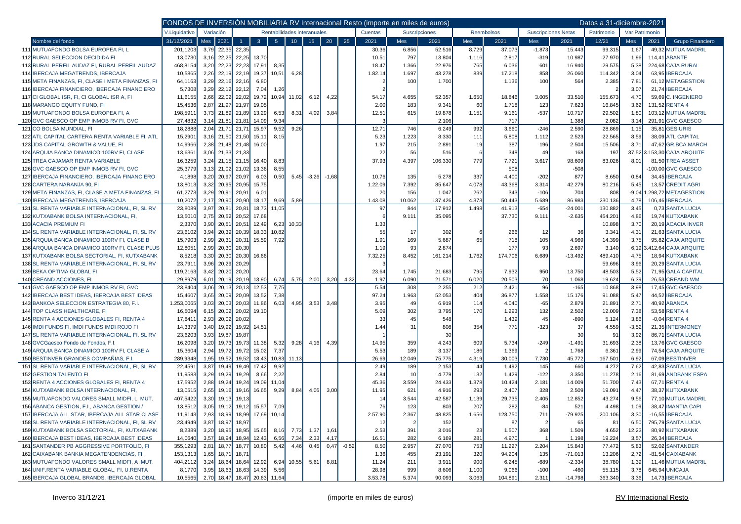FONDOS DE INVERSIÓN MOBILIARIA RV Internacional Resto (importe en miles de euros) — Datos a 31-diciembre-2021

| | Nombre del fondo | V.Liquidativo | Variación | | Rentabilidades interanuales | | | | | | | Cuentas | Suscripciones | | Reembolsos | | Suscripciones Netas | | Patrimonio | Var.Patrimonio | | Grupo Financiero |
|---|---|---|---|---|---|---|---|---|---|---|---|---|---|---|---|---|---|---|---|---|---|---|
| | | 31/12/2021 | Mes | 2021 | 1 | 3 | 5 | 10 | 15 | 20 | 25 | 2021 | Mes | 2021 | Mes | 2021 | Mes | 2021 | 12/21 | Mes | 2021 | |
| 111 | MUTUAFONDO BOLSA EUROPEA FI, L | 201,1203 | 3,79 | 22,35 | 22,35 | | | | | | | 30.36 | 6.856 | 52.516 | 8.729 | 37.073 | -1.873 | 15.443 | 99.315 | 1,67 | 49,32 | MUTUA MADRIL |
| 112 | RURAL SELECCION DECIDIDA FI | 13,0730 | 3,16 | 22,25 | 22,25 | 13,70 | | | | | | 10.51 | 797 | 13.804 | 1.116 | 2.817 | -319 | 10.987 | 27.970 | 1,96 | 114,41 | ABANTE |
| 113 | RURAL PERFIL AUDAZ FI, RURAL PERFIL AUDAZ | 468,8154 | 3,20 | 22,23 | 22,23 | 17,91 | 8,35 | | | | | 18.47 | 1.366 | 22.976 | 765 | 6.036 | 601 | 16.940 | 29.575 | 5,38 | 224,68 | CAJA RURAL |
| 114 | IBERCAJA MEGATRENDS, IBERCAJA | 10,5865 | 2,26 | 22,19 | 22,19 | 19,37 | 10,51 | 6,28 | | | | 1.82.14 | 1.697 | 43.278 | 839 | 17.218 | 858 | 26.060 | 114.342 | 3,04 | 63,95 | IBERCAJA |
| 115 | META FINANZAS, FI, CLASE I META FINANZAS, FI | 64,1163 | 3,29 | 22,16 | 22,16 | 6,80 | | | | | | 2 | 100 | 1.700 | | 1.136 | 100 | 564 | 2.385 | 7,81 | 61,12 | METAGESTION |
| 116 | IBERCAJA FINANCIERO, IBERCAJA FINANCIERO | 5,7308 | 3,29 | 22,12 | 22,12 | 7,04 | 1,26 | | | | | 2 | | | | | | | 2 | 3,07 | 21,74 | IBERCAJA |
| 117 | CI GLOBAL ISR, FI, CI GLOBAL ISR A, FI | 11,6155 | 2,66 | 22,02 | 22,02 | 19,72 | 10,94 | 11,02 | 6,12 | 4,22 | | 54.17 | 4.655 | 52.357 | 1.650 | 18.846 | 3.005 | 33.510 | 155.673 | 4,70 | 59,69 | C. INGENIERO |
| 118 | MARANGO EQUITY FUND, FI | 15,4536 | 2,87 | 21,97 | 21,97 | 19,05 | | | | | | 2.00 | 183 | 9.341 | 60 | 1.718 | 123 | 7.623 | 16.845 | 3,62 | 131,52 | RENTA 4 |
| 119 | MUTUAFONDO BOLSA EUROPEA FI, A | 198,5911 | 3,73 | 21,89 | 21,89 | 13,29 | 6,53 | 8,31 | 4,09 | 3,84 | | 12.51 | 615 | 19.878 | 1.151 | 9.161 | -537 | 10.717 | 29.502 | 1,80 | 103,12 | MUTUA MADRIL |
| 120 | GVC GAESCO OP EMP INMOB RV FI, GVC | 27,4832 | 3,14 | 21,81 | 21,81 | 14,09 | 9,34 | | | | | 3 | | 2.106 | | 717 | | 1.388 | 2.082 | 3,14 | 291,91 | GVC GAESCO |
| 121 | CO BOLSA MUNDIAL, FI | 18,2888 | 2,04 | 21,71 | 21,71 | 15,97 | 9,52 | 9,26 | | | | 12.71 | 746 | 6.249 | 992 | 3.660 | -246 | 2.590 | 28.869 | 1,15 | 35,81 | GESIURIS |
| 122 | ATL CAPITAL CARTERA RENTA VARIABLE FI, ATL | 15,2901 | 3,16 | 21,50 | 21,50 | 15,11 | 8,15 | | | | | 5.23 | 1.223 | 8.330 | 111 | 5.808 | 1.112 | 2.523 | 22.565 | 8,59 | 38,09 | ATL CAPITAL |
| 123 | JDS CAPITAL GROWTH & VALUE, FI | 14,9966 | 2,38 | 21,48 | 21,48 | 16,00 | | | | | | 1.97 | 215 | 2.891 | 19 | 387 | 196 | 2.504 | 15.506 | 3,71 | 47,62 | GR.BCA.MARCH |
| 124 | ARQUIA BANCA DINAMICO 100RV FI, CLASE | 13,6361 | 3,06 | 21,33 | 21,33 | | | | | | | 22 | 56 | 516 | 6 | 348 | 49 | 168 | 197 | 37,52 | 3.153,30 | CAJA ARQUITE |
| 125 | TREA CAJAMAR RENTA VARIABLE | 16,3259 | 3,24 | 21,15 | 21,15 | 16,40 | 8,83 | | | | | 37.93 | 4.397 | 106.330 | 779 | 7.721 | 3.617 | 98.609 | 83.026 | 8,01 | 81,50 | TREA ASSET |
| 126 | GVC GAESCO OP EMP INMOB RV FI, GVC | 25,3779 | 3,13 | 21,02 | 21,02 | 13,36 | 8,55 | | | | | | | | | 508 | | -508 | | | -100,00 | GVC GAESCO |
| 127 | IBERCAJA FINANCIERO, IBERCAJA FINANCIERO | 4,1898 | 3,20 | 20,97 | 20,97 | 6,03 | 0,50 | 5,45 | -3,26 | -1,68 | | 10.76 | 135 | 5.278 | 337 | 4.400 | -202 | 877 | 8.650 | 0,84 | 34,45 | IBERCAJA |
| 128 | CARTERA NARANJA 90, FI | 13,8013 | 3,32 | 20,95 | 20,95 | 15,75 | | | | | | 1.22.09 | 7.392 | 85.647 | 4.078 | 43.368 | 3.314 | 42.279 | 80.216 | 5,45 | 13,57 | CREDIT AGRI |
| 129 | META FINANZAS, FI, CLASE A META FINANZAS, FI | 61,2773 | 3,29 | 20,91 | 20,91 | 6,01 | | | | | | 20 | 156 | 1.047 | 262 | 343 | -106 | 704 | 808 | -9,04 | 1.298,72 | METAGESTION |
| 130 | IBERCAJA MEGATRENDS, IBERCAJA | 10,2072 | 2,17 | 20,90 | 20,90 | 18,17 | 9,69 | 5,89 | | | | 1.43.08 | 10.062 | 137.426 | 4.373 | 50.443 | 5.689 | 86.983 | 230.136 | 4,78 | 106,46 | IBERCAJA |
| 131 | SL RENTA VARIABLE INTERNACIONAL, FI, SL RV | 23,8089 | 3,97 | 20,81 | 20,81 | 18,73 | 11,05 | | | | | 97 | 844 | 17.912 | 1.498 | 41.913 | -654 | -24.001 | 130.882 | 3,45 | 0,73 | SANTA LUCIA |
| 132 | KUTXABANK BOLSA INTERNACIONAL, FI, | 13,5010 | 2,75 | 20,52 | 20,52 | 17,68 | | | | | | 6 | 9.111 | 35.095 | | 37.730 | 9.111 | -2.635 | 454.201 | 4,86 | 19,74 | KUTXABANK |
| 133 | ACACIA PREMIUM FI | 2,3370 | 3,90 | 20,51 | 20,51 | 12,49 | 6,23 | 10,33 | | | | 1.33 | | | | | | | 10.898 | 3,70 | 20,19 | ACACIA INVER |
| 134 | SL RENTA VARIABLE INTERNACIONAL, FI, SL RV | 23,6102 | 3,94 | 20,39 | 20,39 | 18,33 | 10,82 | | | | | 55 | 17 | 302 | 6 | 266 | 12 | 36 | 3.341 | 4,31 | 21,63 | SANTA LUCIA |
| 135 | ARQUIA BANCA DINAMICO 100RV FI, CLASE B | 15,7903 | 2,99 | 20,31 | 20,31 | 15,59 | 7,92 | | | | | 1.91 | 169 | 5.687 | 65 | 718 | 105 | 4.969 | 14.399 | 3,75 | 95,82 | CAJA ARQUITE |
| 136 | ARQUIA BANCA DINAMICO 100RV FI, CLASE PLUS | 12,8051 | 2,99 | 20,30 | 20,30 | | | | | | | 1.19 | 93 | 2.874 | | 177 | 93 | 2.697 | 3.140 | 6,19 | 3.412,64 | CAJA ARQUITE |
| 137 | KUTXABANK BOLSA SECTORIAL, FI, KUTXABANK | 8,5218 | 3,30 | 20,30 | 20,30 | 16,66 | | | | | | 7.32.25 | 8.452 | 161.214 | 1.762 | 174.706 | 6.689 | -13.492 | 489.410 | 4,75 | 18,94 | KUTXABANK |
| 138 | SL RENTA VARIABLE INTERNACIONAL, FI, SL RV | 23,7911 | 3,96 | 20,29 | 20,29 | | | | | | | 3 | | | | | | | 59.696 | 3,96 | 20,29 | SANTA LUCIA |
| 139 | BEKA OPTIMA GLOBAL FI | 119,2163 | 3,42 | 20,20 | 20,20 | | | | | | | 23.64 | 1.745 | 21.683 | 795 | 7.932 | 950 | 13.750 | 48.503 | 5,52 | 71,95 | GALA CAPITAL |
| 140 | CREAND ACCIONES, FI | 29,8979 | 6,01 | 20,19 | 20,19 | 13,90 | 6,74 | 5,75 | 2,00 | 3,20 | 4,32 | 1.97 | 6.090 | 21.571 | 6.020 | 20.503 | 70 | 1.068 | 19.624 | 6,39 | 26,53 | CREAND WM |
| 141 | GVC GAESCO OP EMP INMOB RV FI, GVC | 23,8404 | 3,06 | 20,13 | 20,13 | 12,53 | 7,75 | | | | | 5.54 | 308 | 2.255 | 212 | 2.421 | 96 | -165 | 10.868 | 3,98 | 17,45 | GVC GAESCO |
| 142 | IBERCAJA BEST IDEAS, IBERCAJA BEST IDEAS | 15,4607 | 3,65 | 20,09 | 20,09 | 13,52 | 7,38 | | | | | 97.24 | 1.963 | 52.053 | 404 | 36.877 | 1.558 | 15.176 | 91.088 | 5,47 | 44,52 | IBERCAJA |
| 143 | BANKOA SELECCION ESTRATEGIA 80, F.I. | 1.253,0065 | 3,03 | 20,03 | 20,03 | 11,86 | 6,03 | 4,95 | 3,53 | 3,48 | | 3.95 | 49 | 6.919 | 114 | 4.040 | -65 | 2.879 | 21.891 | 2,71 | 40,92 | ABANCA |
| 144 | TOP CLASS HEALTHCARE, FI | 16,5094 | 6,15 | 20,02 | 20,02 | 19,10 | | | | | | 5.09 | 302 | 3.795 | 170 | 1.293 | 132 | 2.502 | 12.009 | 7,38 | 53,58 | RENTA 4 |
| 145 | RENTA 4 ACCIONES GLOBALES FI, RENTA 4 | 17,8411 | 2,93 | 20,02 | 20,02 | | | | | | | 33 | 45 | 548 | | 1.439 | 45 | -890 | 5.124 | 3,86 | -0,04 | RENTA 4 |
| 146 | IMDI FUNDS FI, IMDI FUNDS IMDI ROJO FI | 14,3379 | 3,40 | 19,92 | 19,92 | 14,51 | | | | | | 1.44 | 31 | 808 | 354 | 771 | -323 | 37 | 4.559 | -3,52 | 21,35 | INTERMONEY |
| 147 | SL RENTA VARIABLE INTERNACIONAL, FI, SL RV | 23,6203 | 3,93 | 19,87 | 19,87 | | | | | | | 1 | | 30 | | | | 30 | 91 | 3,92 | 86,71 | SANTA LUCIA |
| 148 | GVCGaesco Fondo de Fondos, F.I. | 16,2098 | 3,20 | 19,73 | 19,73 | 11,38 | 5,32 | 9,28 | 4,16 | 4,39 | | 14.95 | 359 | 4.243 | 609 | 5.734 | -249 | -1.491 | 31.693 | 2,38 | 13,76 | GVC GAESCO |
| 149 | ARQUIA BANCA DINAMICO 100RV FI, CLASE A | 15,3604 | 2,94 | 19,72 | 19,72 | 15,02 | 7,37 | | | | | 5.53 | 189 | 3.137 | 186 | 1.369 | 2 | 1.768 | 6.361 | 2,99 | 74,54 | CAJA ARQUITE |
| 150 | BESTINVER GRANDES COMPAÑIAS, F.I. | 289,9348 | 1,95 | 19,52 | 19,52 | 18,43 | 10,83 | 11,13 | | | | 26.69 | 12.049 | 75.775 | 4.319 | 30.003 | 7.730 | 45.772 | 167.501 | 6,92 | 67,09 | BESTINVER |
| 151 | SL RENTA VARIABLE INTERNACIONAL, FI, SL RV | 22,4591 | 3,87 | 19,49 | 19,49 | 17,42 | 9,92 | | | | | 2.49 | 189 | 2.153 | 44 | 1.492 | 145 | 660 | 4.272 | 7,62 | 42,83 | SANTA LUCIA |
| 152 | GESTION TALENTO FI | 11,9583 | 3,29 | 19,29 | 19,29 | 8,66 | 2,22 | | | | | 2.84 | 10 | 4.779 | 132 | 1.429 | -122 | 3.350 | 11.278 | 2,16 | 81,69 | ANDBANK ESPA |
| 153 | RENTA 4 ACCIONES GLOBALES FI, RENTA 4 | 17,5952 | 2,88 | 19,24 | 19,24 | 19,09 | 11,04 | | | | | 45.36 | 3.559 | 24.433 | 1.378 | 10.424 | 2.181 | 14.009 | 51.700 | 7,43 | 67,71 | RENTA 4 |
| 154 | KUTXABANK BOLSA INTERNACIONAL, FI, | 13,0515 | 2,65 | 19,16 | 19,16 | 16,65 | 9,29 | 8,84 | 4,05 | 3,00 | | 11.95 | 621 | 4.916 | 293 | 2.407 | 328 | 2.509 | 19.091 | 4,47 | 38,37 | KUTXABANK |
| 155 | MUTUAFONDO VALORES SMALL MIDFI, L MUT. | 407,5422 | 3,30 | 19,13 | 19,13 | | | | | | | 14 | 3.544 | 42.587 | 1.139 | 29.735 | 2.405 | 12.852 | 43.274 | 9,56 | 77,10 | MUTUA MADRIL |
| 156 | ABANCA GESTION, F.I., ABANCA GESTION / | 13,8512 | 3,05 | 19,12 | 19,12 | 15,57 | 7,09 | | | | | 76 | 123 | 803 | 207 | 282 | -84 | 521 | 4.498 | 1,09 | 38,47 | IMANTIA CAPI |
| 157 | IBERCAJA ALL STAR, IBERCAJA ALL STAR CLASE | 11,9143 | 2,93 | 18,99 | 18,99 | 17,69 | 10,14 | | | | | 2.57.90 | 2.367 | 48.825 | 1.656 | 128.750 | 711 | -79.925 | 200.106 | 3,30 | -16,55 | IBERCAJA |
| 158 | SL RENTA VARIABLE INTERNACIONAL, FI, SL RV | 23,4949 | 3,87 | 18,97 | 18,97 | | | | | | | 12 | 2 | 152 | | 87 | 2 | 65 | 81 | 6,50 | 795,79 | SANTA LUCIA |
| 159 | KUTXABANK BOLSA SECTORIAL, FI, KUTXABANK | 8,2389 | 3,20 | 18,95 | 18,95 | 15,65 | 8,16 | 7,73 | 1,37 | 1,61 | | 2.53 | 391 | 3.016 | 23 | 1.507 | 368 | 1.509 | 4.652 | 12,23 | 80,92 | KUTXABANK |
| 160 | IBERCAJA BEST IDEAS, IBERCAJA BEST IDEAS | 14,0640 | 3,57 | 18,94 | 18,94 | 12,43 | 6,56 | 7,34 | 2,33 | 4,17 | | 16.51 | 282 | 6.169 | 281 | 4.970 | 1 | 1.198 | 19.224 | 3,57 | 26,34 | IBERCAJA |
| 161 | SANTANDER PB AGGRESSIVE PORTFOLIO, FI | 355,1293 | 2,81 | 18,77 | 18,77 | 10,80 | 5,42 | 4,46 | 0,45 | 0,47 | -0,52 | 8.50 | 2.957 | 27.070 | 753 | 11.227 | 2.204 | 15.843 | 77.472 | 5,83 | 52,02 | SANTANDER |
| 162 | CAIXABANK BANKIA MEGATENDENCIAS, FI, | 153,1313 | 1,65 | 18,71 | 18,71 | | | | | | | 1.36 | 455 | 23.191 | 320 | 94.204 | 135 | -71.013 | 13.206 | 2,72 | -81,54 | CAIXABANK |
| 163 | MUTUAFONDO VALORES SMALL MIDFI, A MUT. | 404,2112 | 3,24 | 18,64 | 18,64 | 12,92 | 6,94 | 10,55 | 5,61 | 8,81 | | 11.24 | 211 | 3.911 | 900 | 6.245 | -689 | -2.334 | 38.780 | 1,39 | 11,46 | MUTUA MADRIL |
| 164 | UNIF.RENTA VARIABLE GLOBAL, FI, U.RENTA | 8,1770 | 3,95 | 18,63 | 18,63 | 14,39 | 5,56 | | | | | 28.98 | 999 | 8.606 | 1.100 | 9.066 | -100 | -460 | 55.115 | 3,78 | 645,94 | UNICAJA |
| 165 | IBERCAJA GLOBAL BRANDS, IBERCAJA GLOBAL | 10,5565 | 2,70 | 18,47 | 18,47 | 20,63 | 11,64 | | | | | 3.53.78 | 5.374 | 90.093 | 3.063 | 104.891 | 2.311 | -14.798 | 363.340 | 3,36 | 14,73 | IBERCAJA |

Inverco 31/12/21 — (importe en miles de euros) — RV Internacional Resto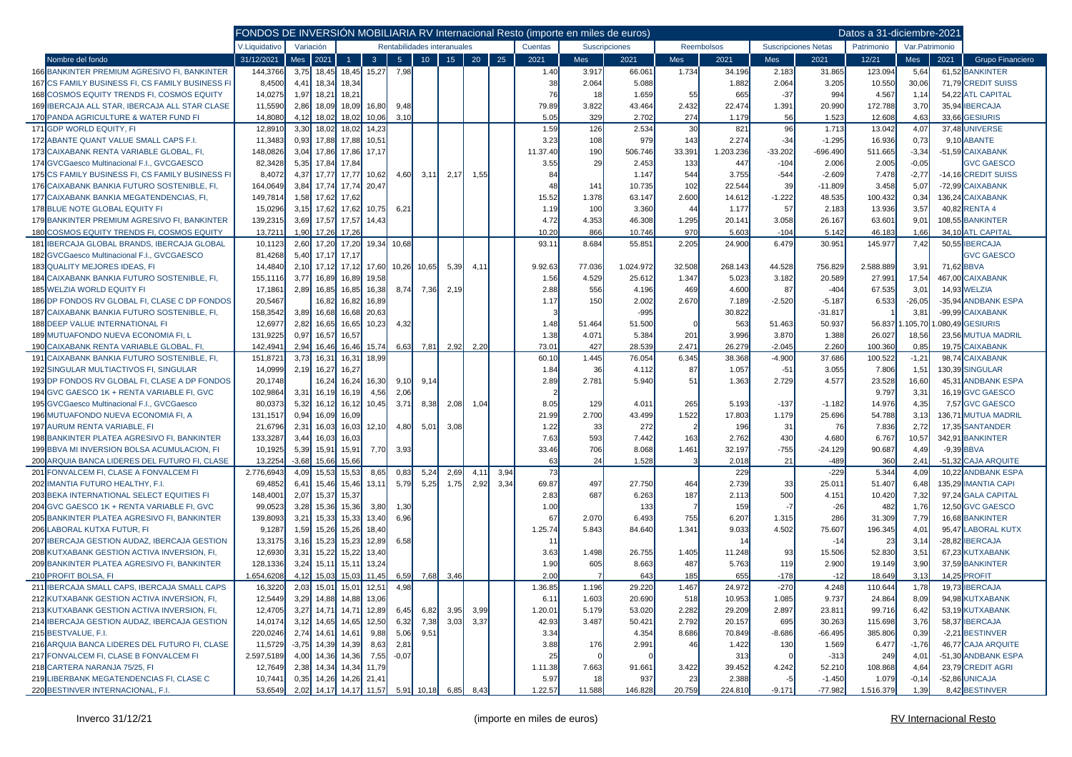FONDOS DE INVERSIÓN MOBILIARIA RV Internacional Resto (importe en miles de euros) — Datos a 31-diciembre-2021

| | Nombre del fondo | V.Liquidativo | Variación | | Rentabilidades interanuales | | | | | | | Cuentas | Suscripciones | | Reembolsos | | Suscripciones Netas | | Patrimonio | Var.Patrimonio | | Grupo Financiero |
|---|---|---|---|---|---|---|---|---|---|---|---|---|---|---|---|---|---|---|---|---|---|---|
| | | 31/12/2021 | Mes | 2021 | 1 | 3 | 5 | 10 | 15 | 20 | 25 | 2021 | Mes | 2021 | Mes | 2021 | Mes | 2021 | 12/21 | Mes | 2021 | |
| 166 | BANKINTER PREMIUM AGRESIVO FI, BANKINTER | 144,3766 | 3,75 | 18,45 | 18,45 | 15,27 | 7,98 | | | | | 1.40 | 3.917 | 66.061 | 1.734 | 34.196 | 2.183 | 31.865 | 123.094 | 5,64 | 61,52 | BANKINTER |
| 167 | CS FAMILY BUSINESS FI, CS FAMILY BUSINESS FI | 8,4500 | 4,41 | 18,34 | 18,34 | | | | | | | 38 | 2.064 | 5.088 | | 1.882 | 2.064 | 3.205 | 10.550 | 30,06 | 71,79 | CREDIT SUISS |
| 168 | COSMOS EQUITY TRENDS FI, COSMOS EQUITY | 14,0275 | 1,97 | 18,21 | 18,21 | | | | | | | 76 | 18 | 1.659 | 55 | 665 | -37 | 994 | 4.567 | 1,14 | 54,22 | ATL CAPITAL |
| 169 | IBERCAJA ALL STAR, IBERCAJA ALL STAR CLASE | 11,5590 | 2,86 | 18,09 | 18,09 | 16,80 | 9,48 | | | | | 79.89 | 3.822 | 43.464 | 2.432 | 22.474 | 1.391 | 20.990 | 172.788 | 3,70 | 35,94 | IBERCAJA |
| 170 | PANDA AGRICULTURE & WATER FUND FI | 14,8080 | 4,12 | 18,02 | 18,02 | 10,06 | 3,10 | | | | | 5.05 | 329 | 2.702 | 274 | 1.179 | 56 | 1.523 | 12.608 | 4,63 | 33,66 | GESIURIS |
| 171 | GDP WORLD EQUITY, FI | 12,8910 | 3,30 | 18,02 | 18,02 | 14,23 | | | | | | 1.59 | 126 | 2.534 | 30 | 821 | 96 | 1.713 | 13.042 | 4,07 | 37,48 | UNIVERSE |
| 172 | ABANTE QUANT VALUE SMALL CAPS F.I. | 11,3483 | 0,93 | 17,88 | 17,88 | 10,51 | | | | | | 3.23 | 108 | 979 | 143 | 2.274 | -34 | -1.295 | 16.936 | 0,73 | 9,10 | ABANTE |
| 173 | CAIXABANK RENTA VARIABLE GLOBAL, FI, | 148,0826 | 3,04 | 17,86 | 17,86 | 17,17 | | | | | | 11.37.40 | 190 | 506.746 | 33.391 | 1.203.236 | -33.202 | -696.490 | 511.665 | -3,34 | -51,59 | CAIXABANK |
| 174 | GVCGaesco Multinacional F.I., GVCGAESCO | 82,3428 | 5,35 | 17,84 | 17,84 | | | | | | | 3.55 | 29 | 2.453 | 133 | 447 | -104 | 2.006 | 2.005 | -0,05 | | GVC GAESCO |
| 175 | CS FAMILY BUSINESS FI, CS FAMILY BUSINESS FI | 8,4072 | 4,37 | 17,77 | 17,77 | 10,62 | 4,60 | 3,11 | 2,17 | 1,55 | | 84 | | 1.147 | 544 | 3.755 | -544 | -2.609 | 7.478 | -2,77 | -14,16 | CREDIT SUISS |
| 176 | CAIXABANK BANKIA FUTURO SOSTENIBLE, FI, | 164,0649 | 3,84 | 17,74 | 17,74 | 20,47 | | | | | | 48 | 141 | 10.735 | 102 | 22.544 | 39 | -11.809 | 3.458 | 5,07 | -72,99 | CAIXABANK |
| 177 | CAIXABANK BANKIA MEGATENDENCIAS, FI, | 149,7814 | 1,58 | 17,62 | 17,62 | | | | | | | 15.52 | 1.378 | 63.147 | 2.600 | 14.612 | -1.222 | 48.535 | 100.432 | 0,34 | 136,24 | CAIXABANK |
| 178 | BLUE NOTE GLOBAL EQUITY FI | 15,0296 | 3,15 | 17,62 | 17,62 | 10,75 | 6,21 | | | | | 1.19 | 100 | 3.360 | 44 | 1.177 | 57 | 2.183 | 13.936 | 3,57 | 40,82 | RENTA 4 |
| 179 | BANKINTER PREMIUM AGRESIVO FI, BANKINTER | 139,2315 | 3,69 | 17,57 | 17,57 | 14,43 | | | | | | 4.72 | 4.353 | 46.308 | 1.295 | 20.141 | 3.058 | 26.167 | 63.601 | 9,01 | 108,55 | BANKINTER |
| 180 | COSMOS EQUITY TRENDS FI, COSMOS EQUITY | 13,7211 | 1,90 | 17,26 | 17,26 | | | | | | | 10.20 | 866 | 10.746 | 970 | 5.603 | -104 | 5.142 | 46.183 | 1,66 | 34,10 | ATL CAPITAL |
| 181 | IBERCAJA GLOBAL BRANDS, IBERCAJA GLOBAL | 10,1123 | 2,60 | 17,20 | 17,20 | 19,34 | 10,68 | | | | | 93.11 | 8.684 | 55.851 | 2.205 | 24.900 | 6.479 | 30.951 | 145.977 | 7,42 | 50,55 | IBERCAJA |
| 182 | GVCGaesco Multinacional F.I., GVCGAESCO | 81,4268 | 5,40 | 17,17 | 17,17 | | | | | | | | | | | | | | | | | GVC GAESCO |
| 183 | QUALITY MEJORES IDEAS, FI | 14,4840 | 2,10 | 17,12 | 17,12 | 17,60 | 10,26 | 10,65 | 5,39 | 4,11 | | 9.92.63 | 77.036 | 1.024.972 | 32.508 | 268.143 | 44.528 | 756.829 | 2.588.889 | 3,91 | 71,62 | BBVA |
| 184 | CAIXABANK BANKIA FUTURO SOSTENIBLE, FI, | 155,1116 | 3,77 | 16,89 | 16,89 | 19,58 | | | | | | 1.56 | 4.529 | 25.612 | 1.347 | 5.023 | 3.182 | 20.589 | 27.991 | 17,54 | 467,00 | CAIXABANK |
| 185 | WELZIA WORLD EQUITY FI | 17,1861 | 2,89 | 16,85 | 16,85 | 16,38 | 8,74 | 7,36 | 2,19 | | | 2.88 | 556 | 4.196 | 469 | 4.600 | 87 | -404 | 67.535 | 3,01 | 14,93 | WELZIA |
| 186 | DP FONDOS RV GLOBAL FI, CLASE C DP FONDOS | 20,5467 | | 16,82 | 16,82 | 16,89 | | | | | | 1.17 | 150 | 2.002 | 2.670 | 7.189 | -2.520 | -5.187 | 6.533 | -26,05 | -35,94 | ANDBANK ESPA |
| 187 | CAIXABANK BANKIA FUTURO SOSTENIBLE, FI, | 158,3542 | 3,89 | 16,68 | 16,68 | 20,63 | | | | | | 3 | | -995 | | 30.822 | | -31.817 | 1 | 3,81 | -99,99 | CAIXABANK |
| 188 | DEEP VALUE INTERNATIONAL FI | 12,6977 | 2,82 | 16,65 | 16,65 | 10,23 | 4,32 | | | | | 1.48 | 51.464 | 51.500 | 0 | 563 | 51.463 | 50.937 | 56.837 | 1.105,70 | 1.080,49 | GESIURIS |
| 189 | MUTUAFONDO NUEVA ECONOMIA FI, L | 131,9225 | 0,97 | 16,57 | 16,57 | | | | | | | 1.38 | 4.071 | 5.384 | 201 | 3.996 | 3.870 | 1.388 | 26.027 | 18,56 | 23,56 | MUTUA MADRIL |
| 190 | CAIXABANK RENTA VARIABLE GLOBAL, FI, | 142,4941 | 2,94 | 16,46 | 16,46 | 15,74 | 6,63 | 7,81 | 2,92 | 2,20 | | 73.01 | 427 | 28.539 | 2.471 | 26.279 | -2.045 | 2.260 | 100.360 | 0,85 | 19,75 | CAIXABANK |
| 191 | CAIXABANK BANKIA FUTURO SOSTENIBLE, FI, | 151,8721 | 3,73 | 16,31 | 16,31 | 18,99 | | | | | | 60.10 | 1.445 | 76.054 | 6.345 | 38.368 | -4.900 | 37.686 | 100.522 | -1,21 | 98,74 | CAIXABANK |
| 192 | SINGULAR MULTIACTIVOS FI, SINGULAR | 14,0999 | 2,19 | 16,27 | 16,27 | | | | | | | 1.84 | 36 | 4.112 | 87 | 1.057 | -51 | 3.055 | 7.806 | 1,51 | 130,39 | SINGULAR |
| 193 | DP FONDOS RV GLOBAL FI, CLASE A DP FONDOS | 20,1748 | | 16,24 | 16,24 | 16,30 | 9,10 | 9,14 | | | | 2.89 | 2.781 | 5.940 | 51 | 1.363 | 2.729 | 4.577 | 23.528 | 16,60 | 45,31 | ANDBANK ESPA |
| 194 | GVC GAESCO 1K + RENTA VARIABLE FI, GVC | 102,9864 | 3,31 | 16,19 | 16,19 | 4,56 | 2,06 | | | | | 2 | | | | | | | 9.797 | 3,31 | 16,19 | GVC GAESCO |
| 195 | GVCGaesco Multinacional F.I., GVCGaesco | 80,0373 | 5,32 | 16,12 | 16,12 | 10,45 | 3,71 | 8,38 | 2,08 | 1,04 | | 8.05 | 129 | 4.011 | 265 | 5.193 | -137 | -1.182 | 14.976 | 4,35 | 7,57 | GVC GAESCO |
| 196 | MUTUAFONDO NUEVA ECONOMIA FI, A | 131,1517 | 0,94 | 16,09 | 16,09 | | | | | | | 21.99 | 2.700 | 43.499 | 1.522 | 17.803 | 1.179 | 25.696 | 54.788 | 3,13 | 136,71 | MUTUA MADRIL |
| 197 | AURUM RENTA VARIABLE, FI | 21,6796 | 2,31 | 16,03 | 16,03 | 12,10 | 4,80 | 5,01 | 3,08 | | | 1.22 | 33 | 272 | 2 | 196 | 31 | 76 | 7.836 | 2,72 | 17,35 | SANTANDER |
| 198 | BANKINTER PLATEA AGRESIVO FI, BANKINTER | 133,3287 | 3,44 | 16,03 | 16,03 | | | | | | | 7.63 | 593 | 7.442 | 163 | 2.762 | 430 | 4.680 | 6.767 | 10,57 | 342,91 | BANKINTER |
| 199 | BBVA MI INVERSION BOLSA ACUMULACION, FI | 10,1925 | 5,39 | 15,91 | 15,91 | 7,70 | 3,93 | | | | | 33.46 | 706 | 8.068 | 1.461 | 32.197 | -755 | -24.129 | 90.687 | 4,49 | -9,39 | BBVA |
| 200 | ARQUIA BANCA LIDERES DEL FUTURO FI, CLASE | 13,2254 | -3,68 | 15,66 | 15,66 | | | | | | | 63 | 24 | 1.528 | 3 | 2.018 | 21 | -489 | 360 | 2,41 | -51,32 | CAJA ARQUITE |
| 201 | FONVALCEM FI, CLASE A FONVALCEM FI | 2.776,6943 | 4,09 | 15,53 | 15,53 | 8,65 | 0,83 | 5,24 | 2,69 | 4,11 | 3,94 | 73 | | | | 229 | | -229 | 5.344 | 4,09 | 10,22 | ANDBANK ESPA |
| 202 | IMANTIA FUTURO HEALTHY, F.I. | 69,4852 | 6,41 | 15,46 | 15,46 | 13,11 | 5,79 | 5,25 | 1,75 | 2,92 | 3,34 | 69.87 | 497 | 27.750 | 464 | 2.739 | 33 | 25.011 | 51.407 | 6,48 | 135,29 | IMANTIA CAPI |
| 203 | BEKA INTERNATIONAL SELECT EQUITIES FI | 148,4001 | 2,07 | 15,37 | 15,37 | | | | | | | 2.83 | 687 | 6.263 | 187 | 2.113 | 500 | 4.151 | 10.420 | 7,32 | 97,24 | GALA CAPITAL |
| 204 | GVC GAESCO 1K + RENTA VARIABLE FI, GVC | 99,0523 | 3,28 | 15,36 | 15,36 | 3,80 | 1,30 | | | | | 1.00 | | 133 | 7 | 159 | -7 | -26 | 482 | 1,76 | 12,50 | GVC GAESCO |
| 205 | BANKINTER PLATEA AGRESIVO FI, BANKINTER | 139,8093 | 3,21 | 15,33 | 15,33 | 13,40 | 6,96 | | | | | 67 | 2.070 | 6.493 | 755 | 6.207 | 1.315 | 286 | 31.309 | 7,79 | 16,68 | BANKINTER |
| 206 | LABORAL KUTXA FUTUR, FI | 9,1287 | 1,59 | 15,26 | 15,26 | 18,40 | | | | | | 1.25.74 | 5.843 | 84.640 | 1.341 | 9.033 | 4.502 | 75.607 | 196.345 | 4,01 | 95,47 | LABORAL KUTX |
| 207 | IBERCAJA GESTION AUDAZ, IBERCAJA GESTION | 13,3175 | 3,16 | 15,23 | 15,23 | 12,89 | 6,58 | | | | | 11 | | | | 14 | | -14 | 23 | 3,14 | -28,82 | IBERCAJA |
| 208 | KUTXABANK GESTION ACTIVA INVERSION, FI, | 12,6930 | 3,31 | 15,22 | 15,22 | 13,40 | | | | | | 3.63 | 1.498 | 26.755 | 1.405 | 11.248 | 93 | 15.506 | 52.830 | 3,51 | 67,23 | KUTXABANK |
| 209 | BANKINTER PLATEA AGRESIVO FI, BANKINTER | 128,1336 | 3,24 | 15,11 | 15,11 | 13,24 | | | | | | 1.90 | 605 | 8.663 | 487 | 5.763 | 119 | 2.900 | 19.149 | 3,90 | 37,59 | BANKINTER |
| 210 | PROFIT BOLSA, FI | 1.654,6208 | 4,12 | 15,03 | 15,03 | 11,45 | 6,59 | 7,68 | 3,46 | | | 2.00 | 7 | 643 | 185 | 655 | -178 | -12 | 18.649 | 3,13 | 14,25 | PROFIT |
| 211 | IBERCAJA SMALL CAPS, IBERCAJA SMALL CAPS | 16,3220 | 2,03 | 15,01 | 15,01 | 12,51 | 4,98 | | | | | 1.36.85 | 1.196 | 29.220 | 1.467 | 24.972 | -270 | 4.248 | 110.644 | 1,78 | 19,73 | IBERCAJA |
| 212 | KUTXABANK GESTION ACTIVA INVERSION, FI, | 12,5449 | 3,29 | 14,88 | 14,88 | 13,06 | | | | | | 6.11 | 1.603 | 20.690 | 518 | 10.953 | 1.085 | 9.737 | 24.864 | 8,09 | 94,98 | KUTXABANK |
| 213 | KUTXABANK GESTION ACTIVA INVERSION, FI, | 12,4705 | 3,27 | 14,71 | 14,71 | 12,89 | 6,45 | 6,82 | 3,95 | 3,99 | | 1.20.01 | 5.179 | 53.020 | 2.282 | 29.209 | 2.897 | 23.811 | 99.716 | 6,42 | 53,19 | KUTXABANK |
| 214 | IBERCAJA GESTION AUDAZ, IBERCAJA GESTION | 14,0174 | 3,12 | 14,65 | 14,65 | 12,50 | 6,32 | 7,38 | 3,03 | 3,37 | | 42.93 | 3.487 | 50.421 | 2.792 | 20.157 | 695 | 30.263 | 115.698 | 3,76 | 58,37 | IBERCAJA |
| 215 | BESTVALUE, F.I. | 220,0246 | 2,74 | 14,61 | 14,61 | 9,88 | 5,06 | 9,51 | | | | 3.34 | | 4.354 | 8.686 | 70.849 | -8.686 | -66.495 | 385.806 | 0,39 | -2,21 | BESTINVER |
| 216 | ARQUIA BANCA LIDERES DEL FUTURO FI, CLASE | 11,5729 | -3,75 | 14,39 | 14,39 | 8,63 | 2,81 | | | | | 3.88 | 176 | 2.991 | 46 | 1.422 | 130 | 1.569 | 6.477 | -1,76 | 46,77 | CAJA ARQUITE |
| 217 | FONVALCEM FI, CLASE B FONVALCEM FI | 2.597,5189 | 4,00 | 14,36 | 14,36 | 7,55 | -0,07 | | | | | 25 | 0 | 0 | | 313 | 0 | -313 | 249 | 4,01 | -51,30 | ANDBANK ESPA |
| 218 | CARTERA NARANJA 75/25, FI | 12,7649 | 2,38 | 14,34 | 14,34 | 11,79 | | | | | | 1.11.38 | 7.663 | 91.661 | 3.422 | 39.452 | 4.242 | 52.210 | 108.868 | 4,64 | 23,79 | CREDIT AGRI |
| 219 | LIBERBANK MEGATENDENCIAS FI, CLASE C | 10,7441 | 0,35 | 14,26 | 14,26 | 21,41 | | | | | | 5.97 | 18 | 937 | 23 | 2.388 | -5 | -1.450 | 1.079 | -0,14 | -52,86 | UNICAJA |
| 220 | BESTINVER INTERNACIONAL, F.I. | 53,6549 | 2,02 | 14,17 | 14,17 | 11,57 | 5,91 | 10,18 | 6,85 | 8,43 | | 1.22.57 | 11.588 | 146.828 | 20.759 | 224.810 | -9.171 | -77.982 | 1.516.379 | 1,39 | 8,42 | BESTINVER |

Inverco 31/12/21 (importe en miles de euros) RV Internacional Resto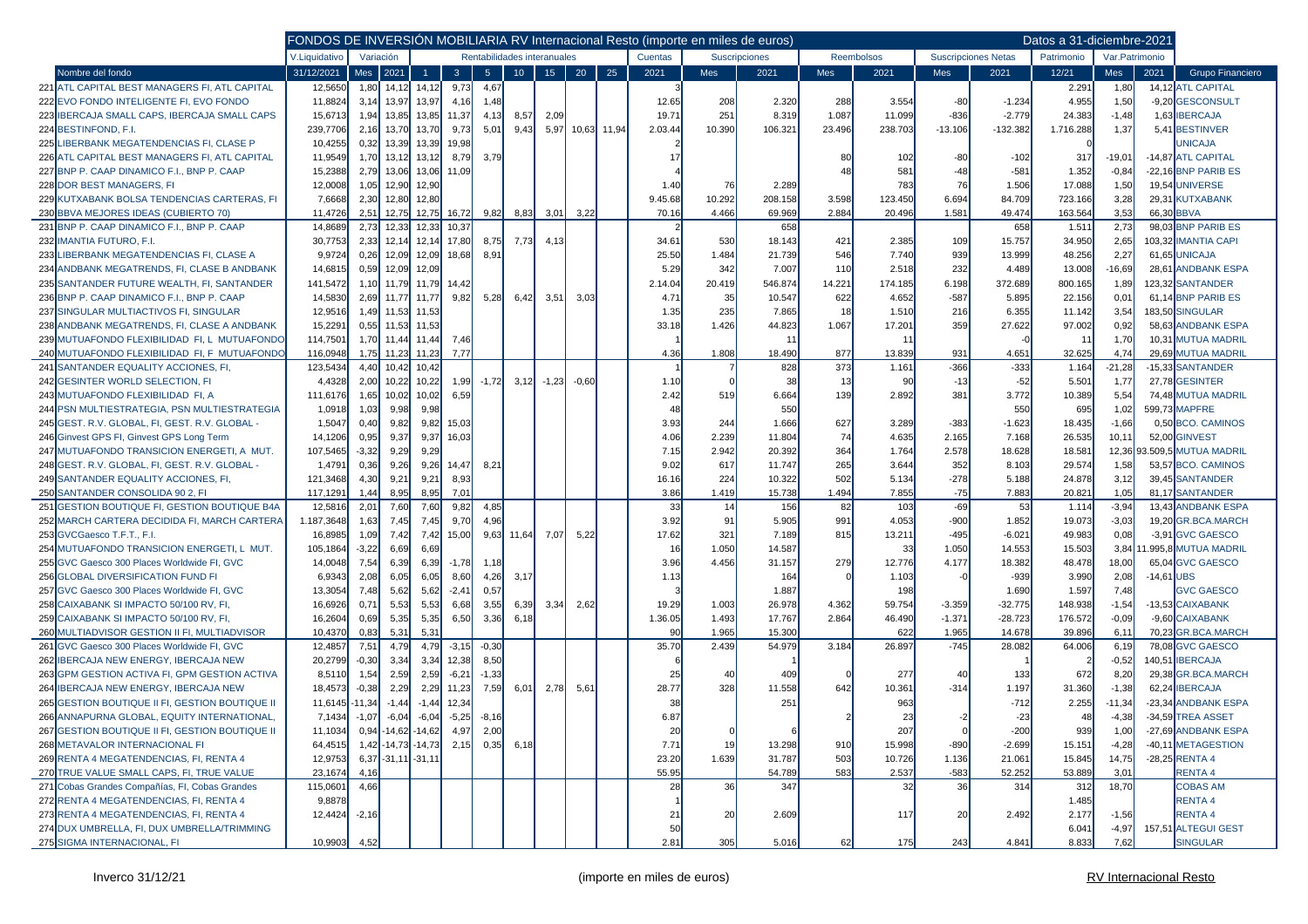| FONDOS DE INVERSIÓN MOBILIARIA RV Internacional Resto (importe en miles de euros) | | | | | | | | | | | | | | | | | | | Datos a 31-diciembre-2021 | | | |
|---|---|---|---|---|---|---|---|---|---|---|---|---|---|---|---|---|---|---|---|---|---|---|
| | V.Liquidativo | Variación | | Rentabilidades interanuales | | | | | | | Cuentas | Suscripciones | | Reembolsos | | Suscripciones Netas | | Patrimonio | Var.Patrimonio | | |
| Nombre del fondo | 31/12/2021 | Mes | 2021 | 1 | 3 | 5 | 10 | 15 | 20 | 25 | 2021 | Mes | 2021 | Mes | 2021 | Mes | 2021 | 12/21 | Mes | 2021 | Grupo Financiero |
| 221 ATL CAPITAL BEST MANAGERS FI, ATL CAPITAL | 12,5650 | 1,80 | 14,12 | 14,12 | 9,73 | 4,67 | | | | | 3 | | | | | | | 2.291 | 1,80 | 14,12 | ATL CAPITAL |
| 222 EVO FONDO INTELIGENTE FI, EVO FONDO | 11,8824 | 3,14 | 13,97 | 13,97 | 4,16 | 1,48 | | | | | 12.65 | 208 | 2.320 | 288 | 3.554 | -80 | -1.234 | 4.955 | 1,50 | -9,20 | GESCONSULT |
| 223 IBERCAJA SMALL CAPS, IBERCAJA SMALL CAPS | 15,6713 | 1,94 | 13,85 | 13,85 | 11,37 | 4,13 | 8,57 | 2,09 | | | 19.71 | 251 | 8.319 | 1.087 | 11.099 | -836 | -2.779 | 24.383 | -1,48 | 1,63 | IBERCAJA |
| 224 BESTINFOND, F.I. | 239,7706 | 2,16 | 13,70 | 13,70 | 9,73 | 5,01 | 9,43 | 5,97 | 10,63 | 11,94 | 2.03.44 | 10.390 | 106.321 | 23.496 | 238.703 | -13.106 | -132.382 | 1.716.288 | 1,37 | 5,41 | BESTINVER |
| 225 LIBERBANK MEGATENDENCIAS FI, CLASE P | 10,4255 | 0,32 | 13,39 | 13,39 | 19,98 | | | | | | 2 | | | | | | | 0 | | | UNICAJA |
| 226 ATL CAPITAL BEST MANAGERS FI, ATL CAPITAL | 11,9549 | 1,70 | 13,12 | 13,12 | 8,79 | 3,79 | | | | | 17 | | | 80 | 102 | -80 | -102 | 317 | -19,01 | -14,87 | ATL CAPITAL |
| 227 BNP P. CAAP DINAMICO F.I., BNP P. CAAP | 15,2388 | 2,79 | 13,06 | 13,06 | 11,09 | | | | | | 4 | | | 48 | 581 | -48 | -581 | 1.352 | -0,84 | -22,16 | BNP PARIB ES |
| 228 DOR BEST MANAGERS, FI | 12,0008 | 1,05 | 12,90 | 12,90 | | | | | | | 1.40 | 76 | 2.289 | | 783 | 76 | 1.506 | 17.088 | 1,50 | 19,54 | UNIVERSE |
| 229 KUTXABANK BOLSA TENDENCIAS CARTERAS, FI | 7,6668 | 2,30 | 12,80 | 12,80 | | | | | | | 9.45.68 | 10.292 | 208.158 | 3.598 | 123.450 | 6.694 | 84.709 | 723.166 | 3,28 | 29,31 | KUTXABANK |
| 230 BBVA MEJORES IDEAS (CUBIERTO 70) | 11,4726 | 2,51 | 12,75 | 12,75 | 16,72 | 9,82 | 8,83 | 3,01 | 3,22 | | 70.16 | 4.466 | 69.969 | 2.884 | 20.496 | 1.581 | 49.474 | 163.564 | 3,53 | 66,30 | BBVA |
| 231 BNP P. CAAP DINAMICO F.I., BNP P. CAAP | 14,8689 | 2,73 | 12,33 | 12,33 | 10,37 | | | | | | 2 | | 658 | | | | 658 | 1.511 | 2,73 | 98,03 | BNP PARIB ES |
| 232 IMANTIA FUTURO, F.I. | 30,7753 | 2,33 | 12,14 | 12,14 | 17,80 | 8,75 | 7,73 | 4,13 | | | 34.61 | 530 | 18.143 | 421 | 2.385 | 109 | 15.757 | 34.950 | 2,65 | 103,32 | IMANTIA CAPI |
| 233 LIBERBANK MEGATENDENCIAS FI, CLASE A | 9,9724 | 0,26 | 12,09 | 12,09 | 18,68 | 8,91 | | | | | 25.50 | 1.484 | 21.739 | 546 | 7.740 | 939 | 13.999 | 48.256 | 2,27 | 61,65 | UNICAJA |
| 234 ANDBANK MEGATRENDS, FI, CLASE B ANDBANK | 14,6815 | 0,59 | 12,09 | 12,09 | | | | | | | 5.29 | 342 | 7.007 | 110 | 2.518 | 232 | 4.489 | 13.008 | -16,69 | 28,61 | ANDBANK ESPA |
| 235 SANTANDER FUTURE WEALTH, FI, SANTANDER | 141,5472 | 1,10 | 11,79 | 11,79 | 14,42 | | | | | | 2.14.04 | 20.419 | 546.874 | 14.221 | 174.185 | 6.198 | 372.689 | 800.165 | 1,89 | 123,32 | SANTANDER |
| 236 BNP P. CAAP DINAMICO F.I., BNP P. CAAP | 14,5830 | 2,69 | 11,77 | 11,77 | 9,82 | 5,28 | 6,42 | 3,51 | 3,03 | | 4.71 | 35 | 10.547 | 622 | 4.652 | -587 | 5.895 | 22.156 | 0,01 | 61,14 | BNP PARIB ES |
| 237 SINGULAR MULTIACTIVOS FI, SINGULAR | 12,9516 | 1,49 | 11,53 | 11,53 | | | | | | | 1.35 | 235 | 7.865 | 18 | 1.510 | 216 | 6.355 | 11.142 | 3,54 | 183,50 | SINGULAR |
| 238 ANDBANK MEGATRENDS, FI, CLASE A ANDBANK | 15,2291 | 0,55 | 11,53 | 11,53 | | | | | | | 33.18 | 1.426 | 44.823 | 1.067 | 17.201 | 359 | 27.622 | 97.002 | 0,92 | 58,63 | ANDBANK ESPA |
| 239 MUTUAFONDO FLEXIBILIDAD FI, L MUTUAFONDO | 114,7501 | 1,70 | 11,44 | 11,44 | 7,46 | | | | | | 1 | | 11 | | 11 | | -0 | 11 | 1,70 | 10,31 | MUTUA MADRIL |
| 240 MUTUAFONDO FLEXIBILIDAD FI, F MUTUAFONDO | 116,0948 | 1,75 | 11,23 | 11,23 | 7,77 | | | | | | 4.36 | 1.808 | 18.490 | 877 | 13.839 | 931 | 4.651 | 32.625 | 4,74 | 29,69 | MUTUA MADRIL |
| 241 SANTANDER EQUALITY ACCIONES, FI, | 123,5434 | 4,40 | 10,42 | 10,42 | | | | | | | 1 | 7 | 828 | 373 | 1.161 | -366 | -333 | 1.164 | -21,28 | -15,33 | SANTANDER |
| 242 GESINTER WORLD SELECTION, FI | 4,4328 | 2,00 | 10,22 | 10,22 | 1,99 | -1,72 | 3,12 | -1,23 | -0,60 | | 1.10 | 0 | 38 | 13 | 90 | -13 | -52 | 5.501 | 1,77 | 27,78 | GESINTER |
| 243 MUTUAFONDO FLEXIBILIDAD FI, A | 111,6176 | 1,65 | 10,02 | 10,02 | 6,59 | | | | | | 2.42 | 519 | 6.664 | 139 | 2.892 | 381 | 3.772 | 10.389 | 5,54 | 74,48 | MUTUA MADRIL |
| 244 PSN MULTIESTRATEGIA, PSN MULTIESTRATEGIA | 1,0918 | 1,03 | 9,98 | 9,98 | | | | | | | 48 | | 550 | | | | 550 | 695 | 1,02 | 599,73 | MAPFRE |
| 245 GEST. R.V. GLOBAL, FI, GEST. R.V. GLOBAL - | 1,5047 | 0,40 | 9,82 | 9,82 | 15,03 | | | | | | 3.93 | 244 | 1.666 | 627 | 3.289 | -383 | -1.623 | 18.435 | -1,66 | 0,50 | BCO. CAMINOS |
| 246 Ginvest GPS FI, Ginvest GPS Long Term | 14,1206 | 0,95 | 9,37 | 9,37 | 16,03 | | | | | | 4.06 | 2.239 | 11.804 | 74 | 4.635 | 2.165 | 7.168 | 26.535 | 10,11 | 52,00 | GINVEST |
| 247 MUTUAFONDO TRANSICION ENERGETI, A MUT. | 107,5465 | -3,32 | 9,29 | 9,29 | | | | | | | 7.15 | 2.942 | 20.392 | 364 | 1.764 | 2.578 | 18.628 | 18.581 | 12,36 | 93.509,5 | MUTUA MADRIL |
| 248 GEST. R.V. GLOBAL, FI, GEST. R.V. GLOBAL - | 1,4791 | 0,36 | 9,26 | 9,26 | 14,47 | 8,21 | | | | | 9.02 | 617 | 11.747 | 265 | 3.644 | 352 | 8.103 | 29.574 | 1,58 | 53,57 | BCO. CAMINOS |
| 249 SANTANDER EQUALITY ACCIONES, FI, | 121,3468 | 4,30 | 9,21 | 9,21 | 8,93 | | | | | | 16.16 | 224 | 10.322 | 502 | 5.134 | -278 | 5.188 | 24.878 | 3,12 | 39,45 | SANTANDER |
| 250 SANTANDER CONSOLIDA 90 2, FI | 117,1291 | 1,44 | 8,95 | 8,95 | 7,01 | | | | | | 3.86 | 1.419 | 15.738 | 1.494 | 7.855 | -75 | 7.883 | 20.821 | 1,05 | 81,17 | SANTANDER |
| 251 GESTION BOUTIQUE FI, GESTION BOUTIQUE B4A | 12,5816 | 2,01 | 7,60 | 7,60 | 9,82 | 4,85 | | | | | 33 | 14 | 156 | 82 | 103 | -69 | 53 | 1.114 | -3,94 | 13,43 | ANDBANK ESPA |
| 252 MARCH CARTERA DECIDIDA FI, MARCH CARTERA | 1.187,3648 | 1,63 | 7,45 | 7,45 | 9,70 | 4,96 | | | | | 3.92 | 91 | 5.905 | 991 | 4.053 | -900 | 1.852 | 19.073 | -3,03 | 19,20 | GR.BCA.MARCH |
| 253 GVCGaesco T.F.T., F.I. | 16,8985 | 1,09 | 7,42 | 7,42 | 15,00 | 9,63 | 11,64 | 7,07 | 5,22 | | 17.62 | 321 | 7.189 | 815 | 13.211 | -495 | -6.021 | 49.983 | 0,08 | -3,91 | GVC GAESCO |
| 254 MUTUAFONDO TRANSICION ENERGETI, L MUT. | 105,1864 | -3,22 | 6,69 | 6,69 | | | | | | | 16 | 1.050 | 14.587 | | 33 | 1.050 | 14.553 | 15.503 | 3,84 | 11.995,8 | MUTUA MADRIL |
| 255 GVC Gaesco 300 Places Worldwide FI, GVC | 14,0048 | 7,54 | 6,39 | 6,39 | -1,78 | 1,18 | | | | | 3.96 | 4.456 | 31.157 | 279 | 12.776 | 4.177 | 18.382 | 48.478 | 18,00 | 65,04 | GVC GAESCO |
| 256 GLOBAL DIVERSIFICATION FUND FI | 6,9343 | 2,08 | 6,05 | 6,05 | 8,60 | 4,26 | 3,17 | | | | 1.13 | | 164 | 0 | 1.103 | -0 | -939 | 3.990 | 2,08 | -14,61 | UBS |
| 257 GVC Gaesco 300 Places Worldwide FI, GVC | 13,3054 | 7,48 | 5,62 | 5,62 | -2,41 | 0,57 | | | | | 3 | | 1.887 | | 198 | | 1.690 | 1.597 | 7,48 | | GVC GAESCO |
| 258 CAIXABANK SI IMPACTO 50/100 RV, FI, | 16,6926 | 0,71 | 5,53 | 5,53 | 6,68 | 3,55 | 6,39 | 3,34 | 2,62 | | 19.29 | 1.003 | 26.978 | 4.362 | 59.754 | -3.359 | -32.775 | 148.938 | -1,54 | -13,53 | CAIXABANK |
| 259 CAIXABANK SI IMPACTO 50/100 RV, FI, | 16,2604 | 0,69 | 5,35 | 5,35 | 6,50 | 3,36 | 6,18 | | | | 1.36.05 | 1.493 | 17.767 | 2.864 | 46.490 | -1.371 | -28.723 | 176.572 | -0,09 | -9,60 | CAIXABANK |
| 260 MULTIADVISOR GESTION II FI, MULTIADVISOR | 10,4370 | 0,83 | 5,31 | 5,31 | | | | | | | 90 | 1.965 | 15.300 | | 622 | 1.965 | 14.678 | 39.896 | 6,11 | 70,23 | GR.BCA.MARCH |
| 261 GVC Gaesco 300 Places Worldwide FI, GVC | 12,4857 | 7,51 | 4,79 | 4,79 | -3,15 | -0,30 | | | | | 35.70 | 2.439 | 54.979 | 3.184 | 26.897 | -745 | 28.082 | 64.006 | 6,19 | 78,08 | GVC GAESCO |
| 262 IBERCAJA NEW ENERGY, IBERCAJA NEW | 20,2799 | -0,30 | 3,34 | 3,34 | 12,38 | 8,50 | | | | | 6 | | 1 | | | | 1 | 2 | -0,52 | 140,51 | IBERCAJA |
| 263 GPM GESTION ACTIVA FI, GPM GESTION ACTIVA | 8,5110 | 1,54 | 2,59 | 2,59 | -6,21 | -1,33 | | | | | 25 | 40 | 409 | 0 | 277 | 40 | 133 | 672 | 8,20 | 29,38 | GR.BCA.MARCH |
| 264 IBERCAJA NEW ENERGY, IBERCAJA NEW | 18,4573 | -0,38 | 2,29 | 2,29 | 11,23 | 7,59 | 6,01 | 2,78 | 5,61 | | 28.77 | 328 | 11.558 | 642 | 10.361 | -314 | 1.197 | 31.360 | -1,38 | 62,24 | IBERCAJA |
| 265 GESTION BOUTIQUE II FI, GESTION BOUTIQUE II | 11,6145 | -11,34 | -1,44 | -1,44 | 12,34 | | | | | | 38 | | 251 | | 963 | | -712 | 2.255 | -11,34 | -23,34 | ANDBANK ESPA |
| 266 ANNAPURNA GLOBAL, EQUITY INTERNATIONAL, | 7,1434 | -1,07 | -6,04 | -6,04 | -5,25 | -8,16 | | | | | 6.87 | | | 2 | 23 | -2 | -23 | 48 | -4,38 | -34,59 | TREA ASSET |
| 267 GESTION BOUTIQUE II FI, GESTION BOUTIQUE II | 11,1034 | 0,94 | -14,62 | -14,62 | 4,97 | 2,00 | | | | | 20 | 0 | 6 | | 207 | 0 | -200 | 939 | 1,00 | -27,69 | ANDBANK ESPA |
| 268 METAVALOR INTERNACIONAL FI | 64,4515 | 1,42 | -14,73 | -14,73 | 2,15 | 0,35 | 6,18 | | | | 7.71 | 19 | 13.298 | 910 | 15.998 | -890 | -2.699 | 15.151 | -4,28 | -40,11 | METAGESTION |
| 269 RENTA 4 MEGATENDENCIAS, FI, RENTA 4 | 12,9753 | 6,37 | -31,11 | -31,11 | | | | | | | 23.20 | 1.639 | 31.787 | 503 | 10.726 | 1.136 | 21.061 | 15.845 | 14,75 | -28,25 | RENTA 4 |
| 270 TRUE VALUE SMALL CAPS, FI, TRUE VALUE | 23,1674 | 4,16 | | | | | | | | | 55.95 | | 54.789 | 583 | 2.537 | -583 | 52.252 | 53.889 | 3,01 | | RENTA 4 |
| 271 Cobas Grandes Compañías, FI, Cobas Grandes | 115,0601 | 4,66 | | | | | | | | | 28 | 36 | 347 | | 32 | 36 | 314 | 312 | 18,70 | | COBAS AM |
| 272 RENTA 4 MEGATENDENCIAS, FI, RENTA 4 | 9,8878 | | | | | | | | | | 1 | | | | | | | 1.485 | | | RENTA 4 |
| 273 RENTA 4 MEGATENDENCIAS, FI, RENTA 4 | 12,4424 | -2,16 | | | | | | | | | 21 | 20 | 2.609 | | 117 | 20 | 2.492 | 2.177 | -1,56 | | RENTA 4 |
| 274 DUX UMBRELLA, FI, DUX UMBRELLA/TRIMMING | | | | | | | | | | | 50 | | | | | | | 6.041 | -4,97 | 157,51 | ALTEGUI GEST |
| 275 SIGMA INTERNACIONAL, FI | 10,9903 | 4,52 | | | | | | | | | 2.81 | 305 | 5.016 | 62 | 175 | 243 | 4.841 | 8.833 | 7,62 | | SINGULAR |

Inverco 31/12/21 (importe en miles de euros) RV Internacional Resto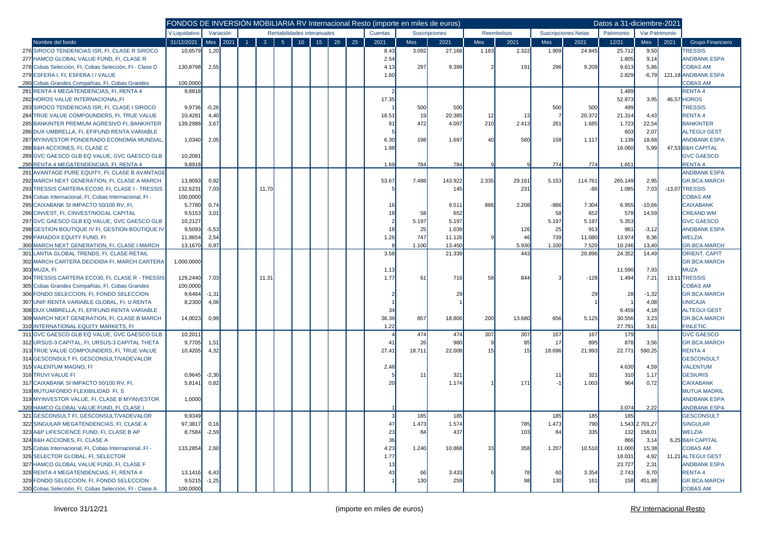| | FONDOS DE INVERSIÓN MOBILIARIA RV Internacional Resto (importe en miles de euros) | | | | | | | | | | | | | | | | | | | Datos a 31-diciembre-2021 | | | |
|---|---|---|---|---|---|---|---|---|---|---|---|---|---|---|---|---|---|---|---|---|---|---|---|
| | | V.Liquidativo | Variación | | Rentabilidades interanuales | | | | | | | Cuentas | Suscripciones | | Reembolsos | | Suscripciones Netas | | Patrimonio | Var.Patrimonio | | |
| | Nombre del fondo | 31/12/2021 | Mes | 2021 | 1 | 3 | 5 | 10 | 15 | 20 | 25 | 2021 | Mes | 2021 | Mes | 2021 | Mes | 2021 | 12/21 | Mes | 2021 | Grupo Financiero |
| 276 | SIROCO TENDENCIAS ISR, FI, CLASE R SIROCO | 10,6579 | 1,20 | | | | | | | | | 8.43 | 3.092 | 27.168 | 1.183 | 2.322 | 1.909 | 24.845 | 25.712 | 9,50 | | TRESSIS |
| 277 | HAMCO GLOBAL VALUE FUND, FI, CLASE R | | | | | | | | | | | 2.54 | | | | | | | 1.805 | 9,14 | | ANDBANK ESPA |
| 278 | Cobas Selección, FI, Cobas Selección, FI - Clase D | 130,8798 | 2,55 | | | | | | | | | 4.13 | 297 | 9.399 | 2 | 191 | 296 | 9.209 | 9.613 | 5,86 | | COBAS AM |
| 279 | ESFERA I, FI, ESFERA I / VALUE | | | | | | | | | | | 1.60 | | | | | | | 2.829 | -6,79 | 121,18 | ANDBANK ESPA |
| 280 | Cobas Grandes Compañías, FI, Cobas Grandes | 100,0000 | | | | | | | | | | | | | | | | | | | | COBAS AM |
| 281 | RENTA 4 MEGATENDENCIAS, FI, RENTA 4 | 9,8818 | | | | | | | | | | 2 | | | | | | | 1.489 | | | RENTA 4 |
| 282 | HOROS VALUE INTERNACIONAL,FI | | | | | | | | | | | 17.35 | | | | | | | 52.873 | 3,95 | 46,57 | HOROS |
| 283 | SIROCO TENDENCIAS ISR, FI, CLASE I SIROCO | 9,9736 | -0,26 | | | | | | | | | 1 | 500 | 500 | | | 500 | 500 | 499 | | | TRESSIS |
| 284 | TRUE VALUE COMPOUNDERS, FI, TRUE VALUE | 10,4281 | 4,40 | | | | | | | | | 18.51 | 19 | 20.385 | 12 | 13 | 7 | 20.372 | 21.314 | 4,43 | | RENTA 4 |
| 285 | BANKINTER PREMIUM AGRESIVO FI, BANKINTER | 139,2988 | 3,67 | | | | | | | | | 81 | 472 | 4.097 | 210 | 2.413 | 261 | 1.685 | 1.723 | 22,54 | | BANKINTER |
| 286 | DUX UMBRELLA, FI, EFIFUND RENTA VARIABLE | | | | | | | | | | | 5 | | | | | | | 603 | 2,07 | | ALTEGUI GEST |
| 287 | MYINVESTOR PONDERADO ECONOMÍA MUNDIAL, | 1,0340 | 2,05 | | | | | | | | | 6.30 | 198 | 1.697 | 40 | 580 | 158 | 1.117 | 1.139 | 18,68 | | ANDBANK ESPA |
| 288 | B&H ACCIONES, FI, CLASE C | | | | | | | | | | | 1.98 | | | | | | | 16.060 | 5,99 | 47,53 | B&H CAPITAL |
| 289 | GVC GAESCO GLB EQ VALUE, GVC GAESCO GLB | 10,2081 | | | | | | | | | | | | | | | | | | | | GVC GAESCO |
| 290 | RENTA 4 MEGATENDENCIAS, FI, RENTA 4 | 9,8918 | | | | | | | | | | 1.69 | 784 | 784 | 9 | 9 | 774 | 774 | 1.651 | | | RENTA 4 |
| 291 | AVANTAGE PURE EQUITY, FI, CLASE B AVANTAGE | | | | | | | | | | | | | | | | | | | | | ANDBANK ESPA |
| 292 | MARCH NEXT GENERATION, FI, CLASE A MARCH | 13,8093 | 0,92 | | | | | | | | | 53.67 | 7.488 | 143.922 | 2.335 | 29.161 | 5.153 | 114.761 | 265.149 | 2,95 | | GR.BCA.MARCH |
| 293 | TRESSIS CARTERA ECO30, FI, CLASE I - TRESSIS | 132,6231 | 7,03 | | | 11,70 | | | | | | 5 | | 145 | | 231 | | -86 | 1.085 | 7,03 | -13,07 | TRESSIS |
| 294 | Cobas Internacional, FI, Cobas Internacional, FI - | 100,0000 | | | | | | | | | | | | | | | | | | | | COBAS AM |
| 295 | CAIXABANK SI IMPACTO 50/100 RV, FI, | 5,7780 | 0,74 | | | | | | | | | 16 | | 9.511 | 886 | 2.208 | -886 | 7.304 | 6.955 | -10,66 | | CAIXABANK |
| 296 | CINVEST, FI, CINVEST/NOGAL CAPITAL | 9,5153 | 3,01 | | | | | | | | | 18 | 58 | 652 | | | 58 | 652 | 578 | 14,59 | | CREAND WM |
| 297 | GVC GAESCO GLB EQ VALUE, GVC GAESCO GLB | 10,2127 | | | | | | | | | | 2 | 5.197 | 5.197 | | | 5.197 | 5.197 | 5.353 | | | GVC GAESCO |
| 298 | GESTION BOUTIQUE IV FI, GESTION BOUTIQUE IV | 9,5093 | -5,53 | | | | | | | | | 18 | 25 | 1.039 | | 126 | 25 | 913 | 961 | -3,12 | | ANDBANK ESPA |
| 299 | PARADOX EQUITY FUND, FI | 11,8654 | 2,54 | | | | | | | | | 1.26 | 747 | 11.126 | 9 | 46 | 739 | 11.080 | 13.974 | 8,36 | | WELZIA |
| 300 | MARCH NEXT GENERATION, FI, CLASE I MARCH | 13,1670 | 0,97 | | | | | | | | | 8 | 1.100 | 13.450 | | 5.930 | 1.100 | 7.520 | 10.246 | 13,40 | | GR.BCA.MARCH |
| 301 | LANTIA GLOBAL TRENDS, FI, CLASE RETAIL | | | | | | | | | | | 3.58 | | 21.339 | | 443 | | 20.896 | 24.352 | 14,49 | | ORIENT. CAPIT |
| 302 | MARCH CARTERA DECIDIDA FI, MARCH CARTERA | 1.000,0000 | | | | | | | | | | | | | | | | | | | | GR.BCA.MARCH |
| 303 | MUZA, FI | | | | | | | | | | | 1.13 | | | | | | | 11.590 | 7,93 | | MUZA |
| 304 | TRESSIS CARTERA ECO30, FI, CLASE R - TRESSIS | 129,2440 | 7,03 | | | 11,31 | | | | | | 1.77 | 61 | 716 | 58 | 844 | 3 | -128 | 1.494 | 7,21 | 13,11 | TRESSIS |
| 305 | Cobas Grandes Compañías, FI, Cobas Grandes | 100,0000 | | | | | | | | | | | | | | | | | | | | COBAS AM |
| 306 | FONDO SELECCION, FI, FONDO SELECCION | 9,6464 | -1,31 | | | | | | | | | 2 | | 29 | | | | 29 | 28 | -1,32 | | GR.BCA.MARCH |
| 307 | UNIF.RENTA VARIABLE GLOBAL, FI, U.RENTA | 8,2300 | 4,06 | | | | | | | | | 1 | | 1 | | | | 1 | 1 | 4,08 | | UNICAJA |
| 308 | DUX UMBRELLA, FI, EFIFUND RENTA VARIABLE | | | | | | | | | | | 34 | | | | | | | 6.459 | 4,18 | | ALTEGUI GEST |
| 309 | MARCH NEXT GENERATION, FI, CLASE B MARCH | 14,0023 | 0,99 | | | | | | | | | 36.39 | 857 | 18.806 | 200 | 13.680 | 656 | 5.125 | 30.556 | 3,23 | | GR.BCA.MARCH |
| 310 | INTERNATIONAL EQUITY MARKETS, FI | | | | | | | | | | | 1.22 | | | | | | | 27.791 | 3,61 | | FINLETIC |
| 311 | GVC GAESCO GLB EQ VALUE, GVC GAESCO GLB | 10,2011 | | | | | | | | | | 4 | 474 | 474 | 307 | 307 | 167 | 167 | 179 | | | GVC GAESCO |
| 312 | URSUS-3 CAPITAL, FI, URSUS-3 CAPITAL THETA | 9,7705 | 1,51 | | | | | | | | | 41 | 26 | 980 | 9 | 85 | 17 | 895 | 878 | 3,56 | | GR.BCA.MARCH |
| 313 | TRUE VALUE COMPOUNDERS, FI, TRUE VALUE | 10,4205 | 4,32 | | | | | | | | | 27.41 | 18.711 | 22.008 | 15 | 15 | 18.696 | 21.993 | 22.771 | 590,25 | | RENTA 4 |
| 314 | GESCONSULT FI, GESCONSULT/VADEVALOR | | | | | | | | | | | | | | | | | | | | | GESCONSULT |
| 315 | VALENTUM MAGNO, FI | | | | | | | | | | | 2.48 | | | | | | | 4.630 | 4,59 | | VALENTUM |
| 316 | TRUVI VALUE FI | 0,9645 | -2,30 | | | | | | | | | 5 | 11 | 321 | | | 11 | 321 | 310 | 1,17 | | GESIURIS |
| 317 | CAIXABANK SI IMPACTO 50/100 RV, FI, | 5,8141 | 0,82 | | | | | | | | | 20 | | 1.174 | 1 | 171 | -1 | 1.003 | 964 | 0,72 | | CAIXABANK |
| 318 | MUTUAFONDO FLEXIBILIDAD FI, S | | | | | | | | | | | | | | | | | | | | | MUTUA MADRIL |
| 319 | MYINVESTOR VALUE, FI, CLASE B MYINVESTOR | 1,0000 | | | | | | | | | | | | | | | | | | | | ANDBANK ESPA |
| 320 | HAMCO GLOBAL VALUE FUND, FI, CLASE I | | | | | | | | | | | 1 | | | | | | | 3.074 | 2,22 | | ANDBANK ESPA |
| 321 | GESCONSULT FI, GESCONSULT/VADEVALOR | 9,9349 | | | | | | | | | | 3 | 185 | 185 | | | 185 | 185 | 185 | | | GESCONSULT |
| 322 | SINGULAR MEGATENDENCIAS, FI, CLASE A | 97,3817 | 0,16 | | | | | | | | | 47 | 1.473 | 1.574 | | 785 | 1.473 | 790 | 1.543 | 2.701,27 | | SINGULAR |
| 323 | A&P LIFESCIENCE FUND, FI, CLASE B AP | 8,7584 | -2,59 | | | | | | | | | 23 | 84 | 437 | | 103 | 84 | 335 | 132 | 158,01 | | WELZIA |
| 324 | B&H ACCIONES, FI, CLASE A | | | | | | | | | | | 36 | | | | | | | 866 | 3,14 | 6,25 | B&H CAPITAL |
| 325 | Cobas Internacional, FI, Cobas Internacional, FI - | 133,2854 | 2,60 | | | | | | | | | 4.23 | 1.240 | 10.868 | 33 | 358 | 1.207 | 10.510 | 11.000 | 15,38 | | COBAS AM |
| 326 | SELECTOR GLOBAL, FI, SELECTOR | | | | | | | | | | | 1.77 | | | | | | | 18.031 | 4,92 | 11,21 | ALTEGUI GEST |
| 327 | HAMCO GLOBAL VALUE FUND, FI, CLASE F | | | | | | | | | | | 13 | | | | | | | 23.727 | 2,31 | | ANDBANK ESPA |
| 328 | RENTA 4 MEGATENDENCIAS, FI, RENTA 4 | 13,1416 | 6,43 | | | | | | | | | 43 | 66 | 3.433 | 6 | 78 | 60 | 3.354 | 2.743 | 8,70 | | RENTA 4 |
| 329 | FONDO SELECCION, FI, FONDO SELECCION | 9,5215 | -1,25 | | | | | | | | | 1 | 130 | 259 | | 98 | 130 | 161 | 158 | 451,88 | | GR.BCA.MARCH |
| 330 | Cobas Selección, FI, Cobas Selección, FI - Clase A | 100,0000 | | | | | | | | | | | | | | | | | | | | COBAS AM |

Inverco 31/12/21 (importe en miles de euros) RV Internacional Resto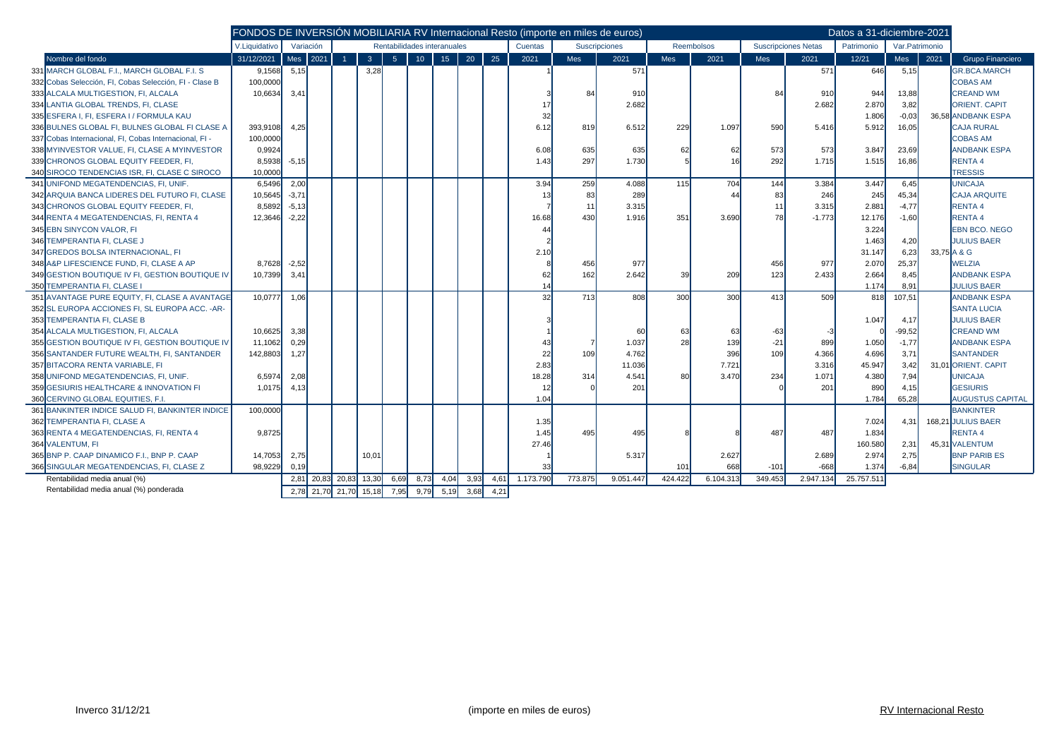## FONDOS DE INVERSIÓN MOBILIARIA RV Internacional Resto (importe en miles de euros)

Datos a 31-diciembre-2021

| Nombre del fondo | V.Liquidativo 31/12/2021 | Variación Mes | Variación 2021 | Rentabilidades interanuales 1 | 3 | 5 | 10 | 15 | 20 | 25 | Cuentas 2021 | Suscripciones Mes | Suscripciones 2021 | Reembolsos Mes | Reembolsos 2021 | Suscripciones Netas Mes | Suscripciones Netas 2021 | Patrimonio 12/21 | Var.Patrimonio Mes | Var.Patrimonio 2021 | Grupo Financiero |
|---|---|---|---|---|---|---|---|---|---|---|---|---|---|---|---|---|---|---|---|---|---|
| 331 MARCH GLOBAL F.I., MARCH GLOBAL F.I. S | 9,1568 | 5,15 | | | 3,28 | | | | | | 1 | | 571 | | | | 571 | 646 | 5,15 | | GR.BCA.MARCH |
| 332 Cobas Selección, FI, Cobas Selección, FI - Clase B | 100,0000 | | | | | | | | | | | | | | | | | | | | COBAS AM |
| 333 ALCALA MULTIGESTION, FI, ALCALA | 10,6634 | 3,41 | | | | | | | | | 3 | 84 | 910 | | | 84 | 910 | 944 | 13,88 | | CREAND WM |
| 334 LANTIA GLOBAL TRENDS, FI, CLASE | | | | | | | | | | | 17 | | 2.682 | | | | 2.682 | 2.870 | 3,82 | | ORIENT. CAPIT |
| 335 ESFERA I, FI, ESFERA I / FORMULA KAU | | | | | | | | | | | 32 | | | | | | | 1.806 | -0,03 | 36,58 | ANDBANK ESPA |
| 336 BULNES GLOBAL FI, BULNES GLOBAL FI CLASE A | 393,9108 | 4,25 | | | | | | | | | 6.12 | 819 | 6.512 | 229 | 1.097 | 590 | 5.416 | 5.912 | 16,05 | | CAJA RURAL |
| 337 Cobas Internacional, FI, Cobas Internacional, FI - | 100,0000 | | | | | | | | | | | | | | | | | | | | COBAS AM |
| 338 MYINVESTOR VALUE, FI, CLASE A MYINVESTOR | 0,9924 | | | | | | | | | | 6.08 | 635 | 635 | 62 | 62 | 573 | 573 | 3.847 | 23,69 | | ANDBANK ESPA |
| 339 CHRONOS GLOBAL EQUITY FEEDER, FI, | 8,5938 | -5,15 | | | | | | | | | 1.43 | 297 | 1.730 | 5 | 16 | 292 | 1.715 | 1.515 | 16,86 | | RENTA 4 |
| 340 SIROCO TENDENCIAS ISR, FI, CLASE C SIROCO | 10,0000 | | | | | | | | | | | | | | | | | | | | TRESSIS |
| 341 UNIFOND MEGATENDENCIAS, FI, UNIF. | 6,5496 | 2,00 | | | | | | | | | 3.94 | 259 | 4.088 | 115 | 704 | 144 | 3.384 | 3.447 | 6,45 | | UNICAJA |
| 342 ARQUIA BANCA LIDERES DEL FUTURO FI, CLASE | 10,5645 | -3,71 | | | | | | | | | 13 | 83 | 289 | | 44 | 83 | 246 | 245 | 45,34 | | CAJA ARQUITE |
| 343 CHRONOS GLOBAL EQUITY FEEDER, FI, | 8,5892 | -5,13 | | | | | | | | | 7 | 11 | 3.315 | | | 11 | 3.315 | 2.881 | -4,77 | | RENTA 4 |
| 344 RENTA 4 MEGATENDENCIAS, FI, RENTA 4 | 12,3646 | -2,22 | | | | | | | | | 16.68 | 430 | 1.916 | 351 | 3.690 | 78 | -1.773 | 12.176 | -1,60 | | RENTA 4 |
| 345 EBN SINYCON VALOR, FI | | | | | | | | | | | 44 | | | | | | | 3.224 | | | EBN BCO. NEGO |
| 346 TEMPERANTIA FI, CLASE J | | | | | | | | | | | 2 | | | | | | | 1.463 | 4,20 | | JULIUS BAER |
| 347 GREDOS BOLSA INTERNACIONAL, FI | | | | | | | | | | | 2.10 | | | | | | | 31.147 | 6,23 | 33,75 | A & G |
| 348 A&P LIFESCIENCE FUND, FI, CLASE A AP | 8,7628 | -2,52 | | | | | | | | | 8 | 456 | 977 | | | 456 | 977 | 2.070 | 25,37 | | WELZIA |
| 349 GESTION BOUTIQUE IV FI, GESTION BOUTIQUE IV | 10,7399 | 3,41 | | | | | | | | | 62 | 162 | 2.642 | 39 | 209 | 123 | 2.433 | 2.664 | 8,45 | | ANDBANK ESPA |
| 350 TEMPERANTIA FI, CLASE I | | | | | | | | | | | 14 | | | | | | | 1.174 | 8,91 | | JULIUS BAER |
| 351 AVANTAGE PURE EQUITY, FI, CLASE A AVANTAGE | 10,0777 | 1,06 | | | | | | | | | 32 | 713 | 808 | 300 | 300 | 413 | 509 | 818 | 107,51 | | ANDBANK ESPA |
| 352 SL EUROPA ACCIONES FI, SL EUROPA ACC. -AR- | | | | | | | | | | | | | | | | | | | | | SANTA LUCIA |
| 353 TEMPERANTIA FI, CLASE B | | | | | | | | | | | 3 | | | | | | | 1.047 | 4,17 | | JULIUS BAER |
| 354 ALCALA MULTIGESTION, FI, ALCALA | 10,6625 | 3,38 | | | | | | | | | 1 | | 60 | 63 | 63 | -63 | -3 | 0 | -99,52 | | CREAND WM |
| 355 GESTION BOUTIQUE IV FI, GESTION BOUTIQUE IV | 11,1062 | 0,29 | | | | | | | | | 43 | 7 | 1.037 | 28 | 139 | -21 | 899 | 1.050 | -1,77 | | ANDBANK ESPA |
| 356 SANTANDER FUTURE WEALTH, FI, SANTANDER | 142,8803 | 1,27 | | | | | | | | | 22 | 109 | 4.762 | | 396 | 109 | 4.366 | 4.696 | 3,71 | | SANTANDER |
| 357 BITACORA RENTA VARIABLE, FI | | | | | | | | | | | 2.83 | | 11.036 | | 7.721 | | 3.316 | 45.947 | 3,42 | 31,01 | ORIENT. CAPIT |
| 358 UNIFOND MEGATENDENCIAS, FI, UNIF. | 6,5974 | 2,08 | | | | | | | | | 18.28 | 314 | 4.541 | 80 | 3.470 | 234 | 1.071 | 4.380 | 7,94 | | UNICAJA |
| 359 GESIURIS HEALTHCARE & INNOVATION FI | 1,0175 | 4,13 | | | | | | | | | 12 | 0 | 201 | | | 0 | 201 | 890 | 4,15 | | GESIURIS |
| 360 CERVINO GLOBAL EQUITIES, F.I. | | | | | | | | | | | 1.04 | | | | | | | 1.784 | 65,28 | | AUGUSTUS CAPITAL |
| 361 BANKINTER INDICE SALUD FI, BANKINTER INDICE | 100,0000 | | | | | | | | | | | | | | | | | | | | BANKINTER |
| 362 TEMPERANTIA FI, CLASE A | | | | | | | | | | | 1.35 | | | | | | | 7.024 | 4,31 | 168,21 | JULIUS BAER |
| 363 RENTA 4 MEGATENDENCIAS, FI, RENTA 4 | 9,8725 | | | | | | | | | | 1.45 | 495 | 495 | 8 | 8 | 487 | 487 | 1.834 | | | RENTA 4 |
| 364 VALENTUM, FI | | | | | | | | | | | 27.46 | | | | | | | 160.580 | 2,31 | 45,31 | VALENTUM |
| 365 BNP P. CAAP DINAMICO F.I., BNP P. CAAP | 14,7053 | 2,75 | | | 10,01 | | | | | | 1 | | 5.317 | | 2.627 | | 2.689 | 2.974 | 2,75 | | BNP PARIB ES |
| 366 SINGULAR MEGATENDENCIAS, FI, CLASE Z | 98,9229 | 0,19 | | | | | | | | | 33 | | | 101 | 668 | -101 | -668 | 1.374 | -6,84 | | SINGULAR |
| Rentabilidad media anual (%) | | 2,81 | 20,83 | 20,83 | 13,30 | 6,69 | 8,73 | 4,04 | 3,93 | 4,61 | 1.173.790 | 773.875 | 9.051.447 | 424.422 | 6.104.313 | 349.453 | 2.947.134 | 25.757.511 | | | |
| Rentabilidad media anual (%) ponderada | | 2,78 | 21,70 | 21,70 | 15,18 | 7,95 | 9,79 | 5,19 | 3,68 | 4,21 | | | | | | | | | | | |

(importe en miles de euros)